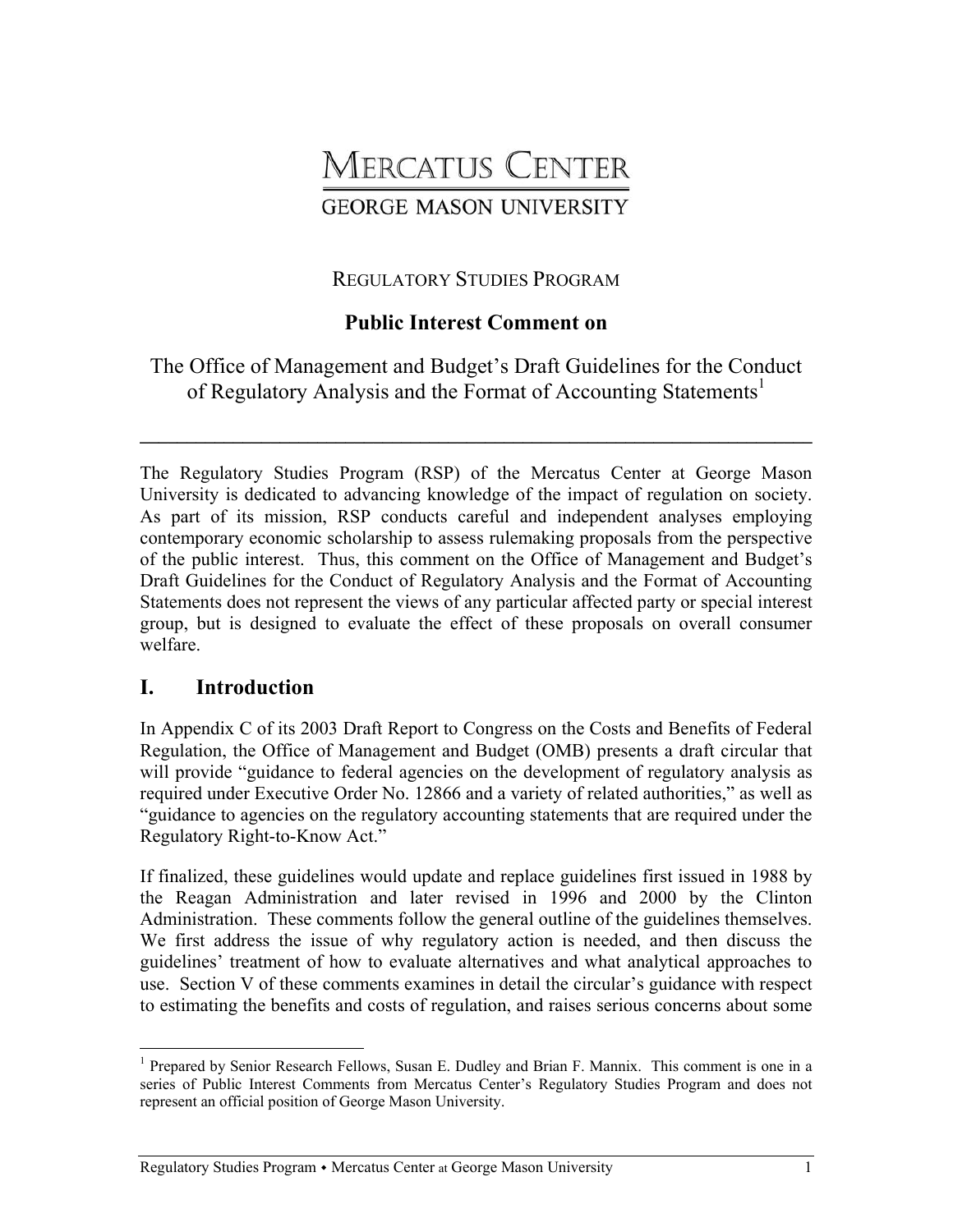# MERCATUS CENTER
## GEORGE MASON UNIVERSITY

REGULATORY STUDIES PROGRAM

**Public Interest Comment on**

The Office of Management and Budget's Draft Guidelines for the Conduct of Regulatory Analysis and the Format of Accounting Statements[1]

---

The Regulatory Studies Program (RSP) of the Mercatus Center at George Mason University is dedicated to advancing knowledge of the impact of regulation on society. As part of its mission, RSP conducts careful and independent analyses employing contemporary economic scholarship to assess rulemaking proposals from the perspective of the public interest. Thus, this comment on the Office of Management and Budget's Draft Guidelines for the Conduct of Regulatory Analysis and the Format of Accounting Statements does not represent the views of any particular affected party or special interest group, but is designed to evaluate the effect of these proposals on overall consumer welfare.

## I. Introduction

In Appendix C of its 2003 Draft Report to Congress on the Costs and Benefits of Federal Regulation, the Office of Management and Budget (OMB) presents a draft circular that will provide "guidance to federal agencies on the development of regulatory analysis as required under Executive Order No. 12866 and a variety of related authorities," as well as "guidance to agencies on the regulatory accounting statements that are required under the Regulatory Right-to-Know Act."

If finalized, these guidelines would update and replace guidelines first issued in 1988 by the Reagan Administration and later revised in 1996 and 2000 by the Clinton Administration. These comments follow the general outline of the guidelines themselves. We first address the issue of why regulatory action is needed, and then discuss the guidelines' treatment of how to evaluate alternatives and what analytical approaches to use. Section V of these comments examines in detail the circular's guidance with respect to estimating the benefits and costs of regulation, and raises serious concerns about some

[1] Prepared by Senior Research Fellows, Susan E. Dudley and Brian F. Mannix. This comment is one in a series of Public Interest Comments from Mercatus Center's Regulatory Studies Program and does not represent an official position of George Mason University.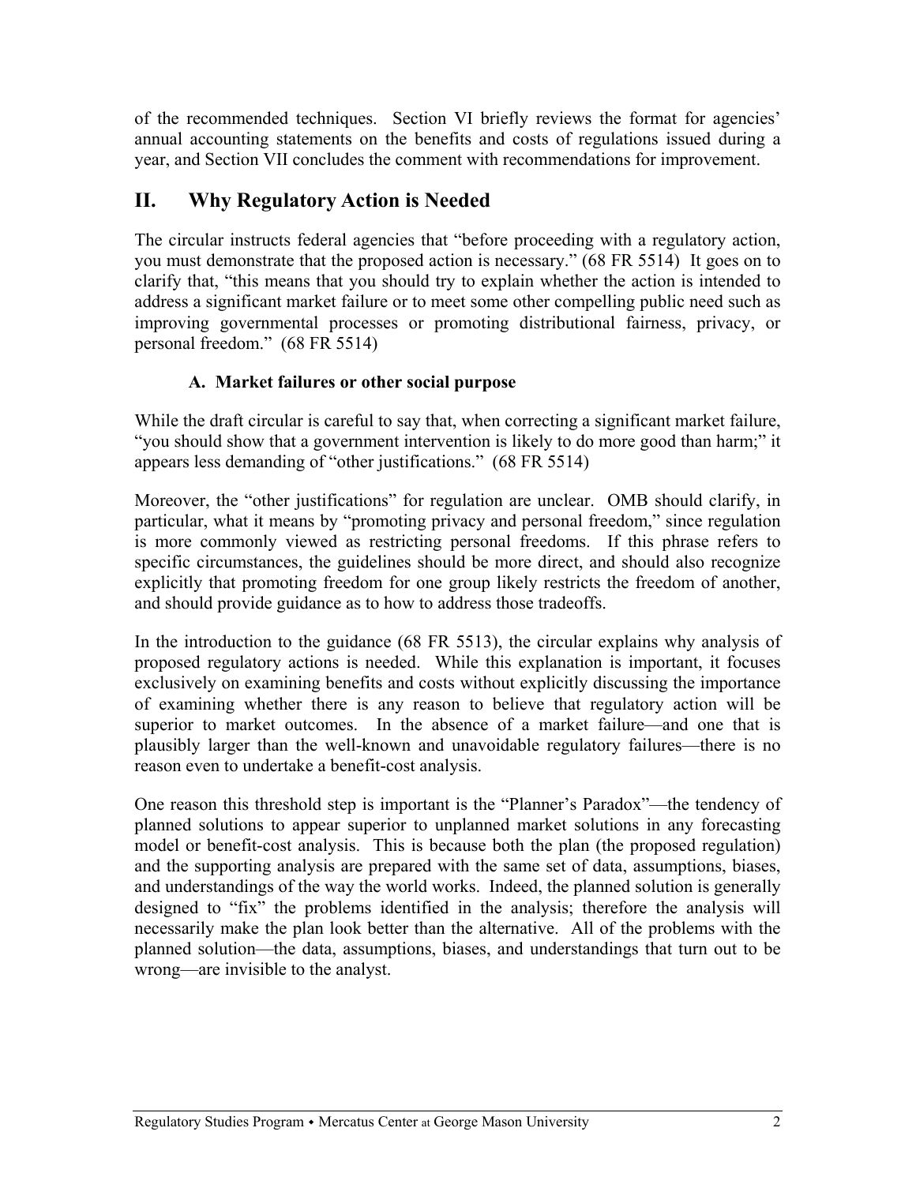of the recommended techniques. Section VI briefly reviews the format for agencies' annual accounting statements on the benefits and costs of regulations issued during a year, and Section VII concludes the comment with recommendations for improvement.

## II. Why Regulatory Action is Needed

The circular instructs federal agencies that "before proceeding with a regulatory action, you must demonstrate that the proposed action is necessary." (68 FR 5514) It goes on to clarify that, "this means that you should try to explain whether the action is intended to address a significant market failure or to meet some other compelling public need such as improving governmental processes or promoting distributional fairness, privacy, or personal freedom." (68 FR 5514)

### A. Market failures or other social purpose

While the draft circular is careful to say that, when correcting a significant market failure, "you should show that a government intervention is likely to do more good than harm;" it appears less demanding of "other justifications." (68 FR 5514)

Moreover, the "other justifications" for regulation are unclear. OMB should clarify, in particular, what it means by "promoting privacy and personal freedom," since regulation is more commonly viewed as restricting personal freedoms. If this phrase refers to specific circumstances, the guidelines should be more direct, and should also recognize explicitly that promoting freedom for one group likely restricts the freedom of another, and should provide guidance as to how to address those tradeoffs.

In the introduction to the guidance (68 FR 5513), the circular explains why analysis of proposed regulatory actions is needed. While this explanation is important, it focuses exclusively on examining benefits and costs without explicitly discussing the importance of examining whether there is any reason to believe that regulatory action will be superior to market outcomes. In the absence of a market failure—and one that is plausibly larger than the well-known and unavoidable regulatory failures—there is no reason even to undertake a benefit-cost analysis.

One reason this threshold step is important is the "Planner's Paradox"—the tendency of planned solutions to appear superior to unplanned market solutions in any forecasting model or benefit-cost analysis. This is because both the plan (the proposed regulation) and the supporting analysis are prepared with the same set of data, assumptions, biases, and understandings of the way the world works. Indeed, the planned solution is generally designed to "fix" the problems identified in the analysis; therefore the analysis will necessarily make the plan look better than the alternative. All of the problems with the planned solution—the data, assumptions, biases, and understandings that turn out to be wrong—are invisible to the analyst.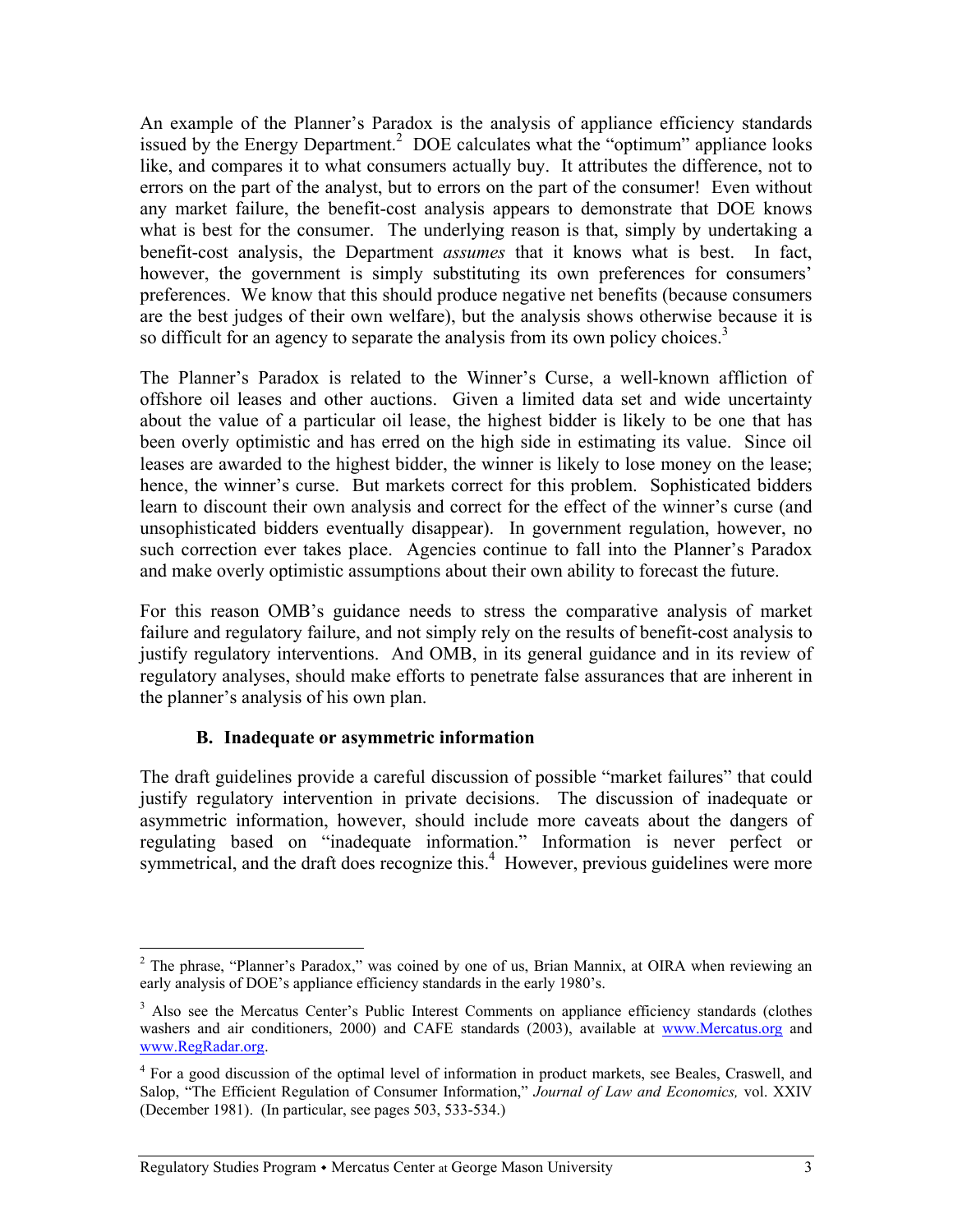An example of the Planner's Paradox is the analysis of appliance efficiency standards issued by the Energy Department.[2] DOE calculates what the "optimum" appliance looks like, and compares it to what consumers actually buy. It attributes the difference, not to errors on the part of the analyst, but to errors on the part of the consumer! Even without any market failure, the benefit-cost analysis appears to demonstrate that DOE knows what is best for the consumer. The underlying reason is that, simply by undertaking a benefit-cost analysis, the Department *assumes* that it knows what is best. In fact, however, the government is simply substituting its own preferences for consumers' preferences. We know that this should produce negative net benefits (because consumers are the best judges of their own welfare), but the analysis shows otherwise because it is so difficult for an agency to separate the analysis from its own policy choices.[3]

The Planner's Paradox is related to the Winner's Curse, a well-known affliction of offshore oil leases and other auctions. Given a limited data set and wide uncertainty about the value of a particular oil lease, the highest bidder is likely to be one that has been overly optimistic and has erred on the high side in estimating its value. Since oil leases are awarded to the highest bidder, the winner is likely to lose money on the lease; hence, the winner's curse. But markets correct for this problem. Sophisticated bidders learn to discount their own analysis and correct for the effect of the winner's curse (and unsophisticated bidders eventually disappear). In government regulation, however, no such correction ever takes place. Agencies continue to fall into the Planner's Paradox and make overly optimistic assumptions about their own ability to forecast the future.

For this reason OMB's guidance needs to stress the comparative analysis of market failure and regulatory failure, and not simply rely on the results of benefit-cost analysis to justify regulatory interventions. And OMB, in its general guidance and in its review of regulatory analyses, should make efforts to penetrate false assurances that are inherent in the planner's analysis of his own plan.

### B. Inadequate or asymmetric information

The draft guidelines provide a careful discussion of possible "market failures" that could justify regulatory intervention in private decisions. The discussion of inadequate or asymmetric information, however, should include more caveats about the dangers of regulating based on "inadequate information." Information is never perfect or symmetrical, and the draft does recognize this.[4] However, previous guidelines were more

---

[2] The phrase, "Planner's Paradox," was coined by one of us, Brian Mannix, at OIRA when reviewing an early analysis of DOE's appliance efficiency standards in the early 1980's.

[3] Also see the Mercatus Center's Public Interest Comments on appliance efficiency standards (clothes washers and air conditioners, 2000) and CAFE standards (2003), available at www.Mercatus.org and www.RegRadar.org.

[4] For a good discussion of the optimal level of information in product markets, see Beales, Craswell, and Salop, "The Efficient Regulation of Consumer Information," *Journal of Law and Economics,* vol. XXIV (December 1981). (In particular, see pages 503, 533-534.)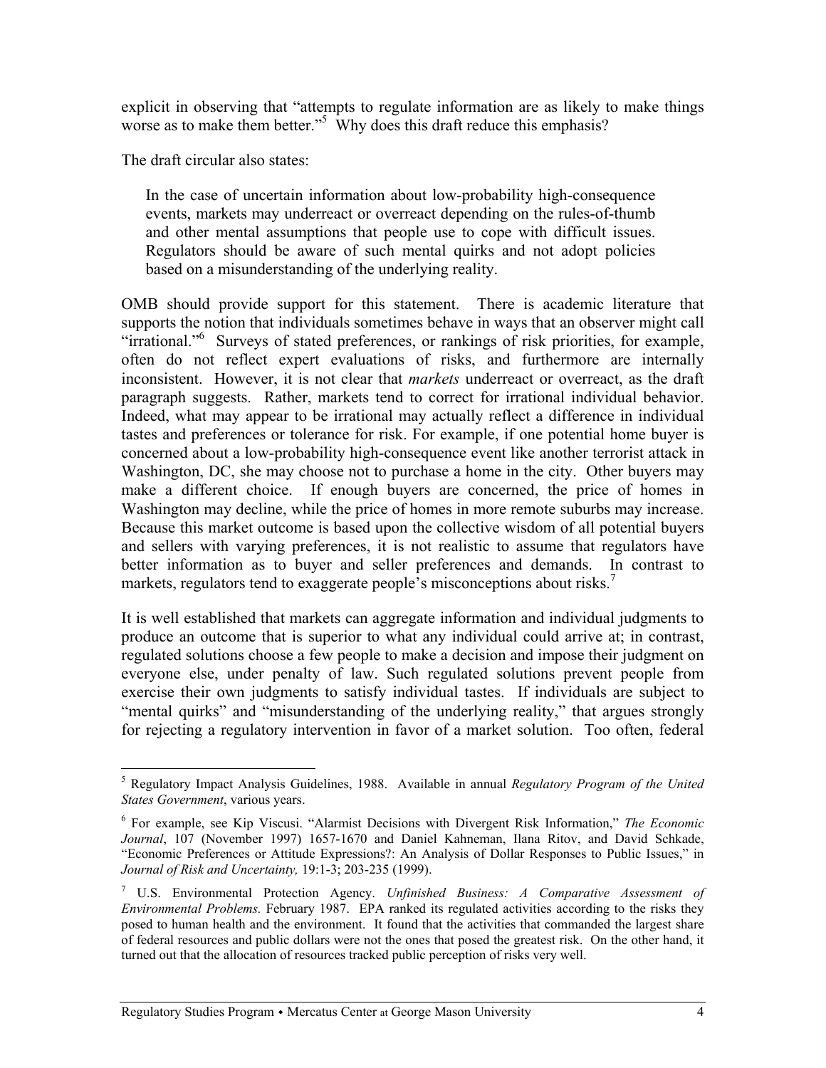explicit in observing that "attempts to regulate information are as likely to make things worse as to make them better."[5] Why does this draft reduce this emphasis?

The draft circular also states:

> In the case of uncertain information about low-probability high-consequence events, markets may underreact or overreact depending on the rules-of-thumb and other mental assumptions that people use to cope with difficult issues. Regulators should be aware of such mental quirks and not adopt policies based on a misunderstanding of the underlying reality.

OMB should provide support for this statement. There is academic literature that supports the notion that individuals sometimes behave in ways that an observer might call "irrational."[6] Surveys of stated preferences, or rankings of risk priorities, for example, often do not reflect expert evaluations of risks, and furthermore are internally inconsistent. However, it is not clear that *markets* underreact or overreact, as the draft paragraph suggests. Rather, markets tend to correct for irrational individual behavior. Indeed, what may appear to be irrational may actually reflect a difference in individual tastes and preferences or tolerance for risk. For example, if one potential home buyer is concerned about a low-probability high-consequence event like another terrorist attack in Washington, DC, she may choose not to purchase a home in the city. Other buyers may make a different choice. If enough buyers are concerned, the price of homes in Washington may decline, while the price of homes in more remote suburbs may increase. Because this market outcome is based upon the collective wisdom of all potential buyers and sellers with varying preferences, it is not realistic to assume that regulators have better information as to buyer and seller preferences and demands. In contrast to markets, regulators tend to exaggerate people's misconceptions about risks.[7]

It is well established that markets can aggregate information and individual judgments to produce an outcome that is superior to what any individual could arrive at; in contrast, regulated solutions choose a few people to make a decision and impose their judgment on everyone else, under penalty of law. Such regulated solutions prevent people from exercise their own judgments to satisfy individual tastes. If individuals are subject to "mental quirks" and "misunderstanding of the underlying reality," that argues strongly for rejecting a regulatory intervention in favor of a market solution. Too often, federal

---

[5] Regulatory Impact Analysis Guidelines, 1988. Available in annual *Regulatory Program of the United States Government*, various years.

[6] For example, see Kip Viscusi. "Alarmist Decisions with Divergent Risk Information," *The Economic Journal*, 107 (November 1997) 1657-1670 and Daniel Kahneman, Ilana Ritov, and David Schkade, "Economic Preferences or Attitude Expressions?: An Analysis of Dollar Responses to Public Issues," in *Journal of Risk and Uncertainty,* 19:1-3; 203-235 (1999).

[7] U.S. Environmental Protection Agency. *Unfinished Business: A Comparative Assessment of Environmental Problems.* February 1987. EPA ranked its regulated activities according to the risks they posed to human health and the environment. It found that the activities that commanded the largest share of federal resources and public dollars were not the ones that posed the greatest risk. On the other hand, it turned out that the allocation of resources tracked public perception of risks very well.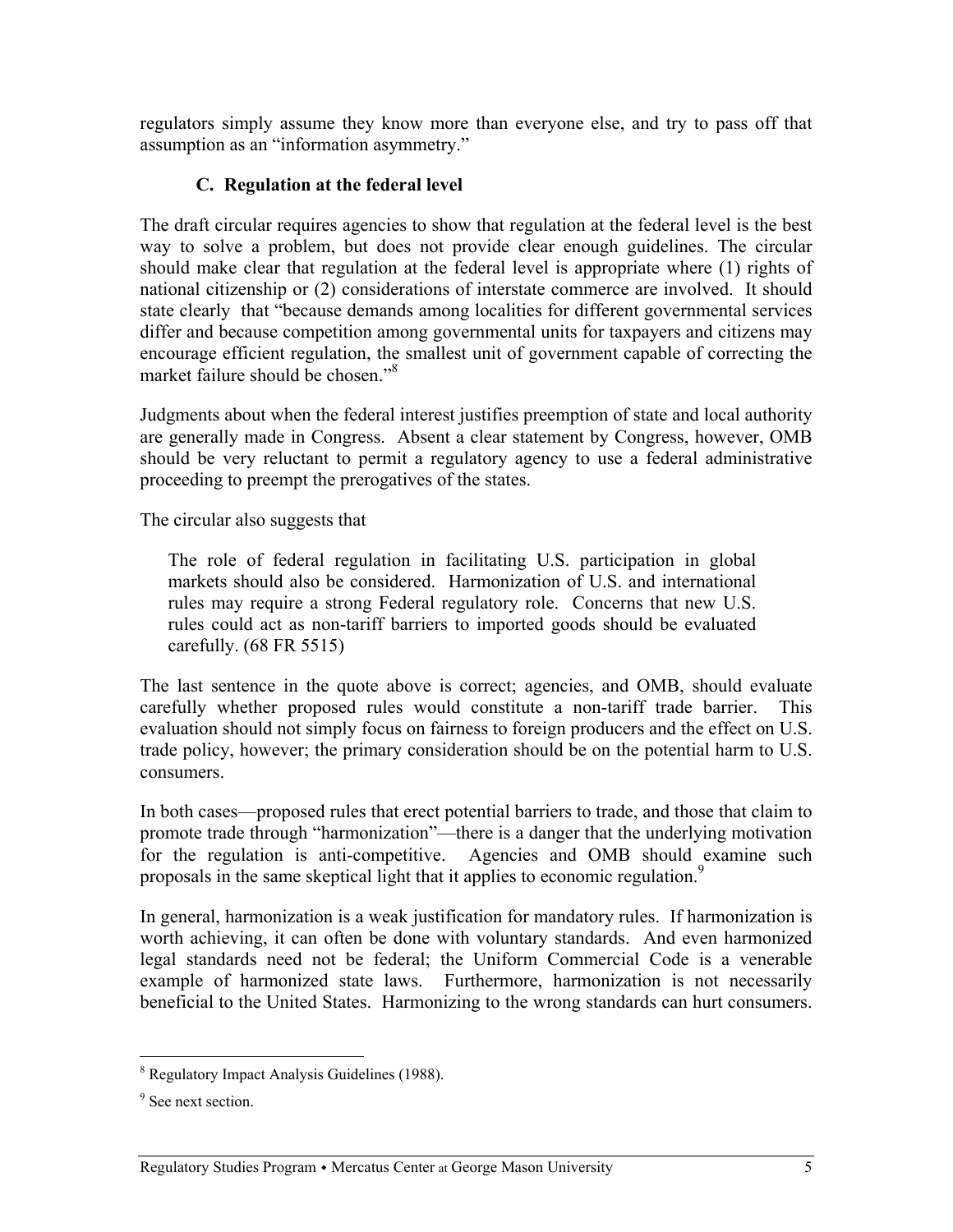regulators simply assume they know more than everyone else, and try to pass off that assumption as an "information asymmetry."

### C. Regulation at the federal level

The draft circular requires agencies to show that regulation at the federal level is the best way to solve a problem, but does not provide clear enough guidelines. The circular should make clear that regulation at the federal level is appropriate where (1) rights of national citizenship or (2) considerations of interstate commerce are involved. It should state clearly that "because demands among localities for different governmental services differ and because competition among governmental units for taxpayers and citizens may encourage efficient regulation, the smallest unit of government capable of correcting the market failure should be chosen."[8]

Judgments about when the federal interest justifies preemption of state and local authority are generally made in Congress. Absent a clear statement by Congress, however, OMB should be very reluctant to permit a regulatory agency to use a federal administrative proceeding to preempt the prerogatives of the states.

The circular also suggests that

> The role of federal regulation in facilitating U.S. participation in global markets should also be considered. Harmonization of U.S. and international rules may require a strong Federal regulatory role. Concerns that new U.S. rules could act as non-tariff barriers to imported goods should be evaluated carefully. (68 FR 5515)

The last sentence in the quote above is correct; agencies, and OMB, should evaluate carefully whether proposed rules would constitute a non-tariff trade barrier. This evaluation should not simply focus on fairness to foreign producers and the effect on U.S. trade policy, however; the primary consideration should be on the potential harm to U.S. consumers.

In both cases—proposed rules that erect potential barriers to trade, and those that claim to promote trade through "harmonization"—there is a danger that the underlying motivation for the regulation is anti-competitive. Agencies and OMB should examine such proposals in the same skeptical light that it applies to economic regulation.[9]

In general, harmonization is a weak justification for mandatory rules. If harmonization is worth achieving, it can often be done with voluntary standards. And even harmonized legal standards need not be federal; the Uniform Commercial Code is a venerable example of harmonized state laws. Furthermore, harmonization is not necessarily beneficial to the United States. Harmonizing to the wrong standards can hurt consumers.

---

[8] Regulatory Impact Analysis Guidelines (1988).

[9] See next section.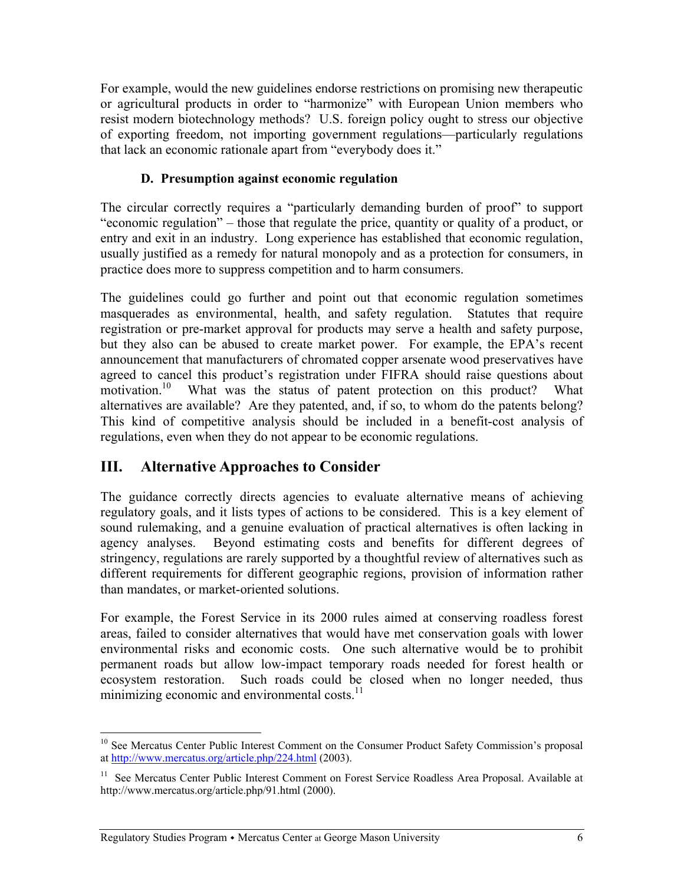For example, would the new guidelines endorse restrictions on promising new therapeutic or agricultural products in order to "harmonize" with European Union members who resist modern biotechnology methods? U.S. foreign policy ought to stress our objective of exporting freedom, not importing government regulations—particularly regulations that lack an economic rationale apart from "everybody does it."

### D. Presumption against economic regulation

The circular correctly requires a "particularly demanding burden of proof" to support "economic regulation" – those that regulate the price, quantity or quality of a product, or entry and exit in an industry. Long experience has established that economic regulation, usually justified as a remedy for natural monopoly and as a protection for consumers, in practice does more to suppress competition and to harm consumers.

The guidelines could go further and point out that economic regulation sometimes masquerades as environmental, health, and safety regulation. Statutes that require registration or pre-market approval for products may serve a health and safety purpose, but they also can be abused to create market power. For example, the EPA's recent announcement that manufacturers of chromated copper arsenate wood preservatives have agreed to cancel this product's registration under FIFRA should raise questions about motivation.[10] What was the status of patent protection on this product? What alternatives are available? Are they patented, and, if so, to whom do the patents belong? This kind of competitive analysis should be included in a benefit-cost analysis of regulations, even when they do not appear to be economic regulations.

## III. Alternative Approaches to Consider

The guidance correctly directs agencies to evaluate alternative means of achieving regulatory goals, and it lists types of actions to be considered. This is a key element of sound rulemaking, and a genuine evaluation of practical alternatives is often lacking in agency analyses. Beyond estimating costs and benefits for different degrees of stringency, regulations are rarely supported by a thoughtful review of alternatives such as different requirements for different geographic regions, provision of information rather than mandates, or market-oriented solutions.

For example, the Forest Service in its 2000 rules aimed at conserving roadless forest areas, failed to consider alternatives that would have met conservation goals with lower environmental risks and economic costs. One such alternative would be to prohibit permanent roads but allow low-impact temporary roads needed for forest health or ecosystem restoration. Such roads could be closed when no longer needed, thus minimizing economic and environmental costs.[11]

---

[10] See Mercatus Center Public Interest Comment on the Consumer Product Safety Commission's proposal at http://www.mercatus.org/article.php/224.html (2003).

[11] See Mercatus Center Public Interest Comment on Forest Service Roadless Area Proposal. Available at http://www.mercatus.org/article.php/91.html (2000).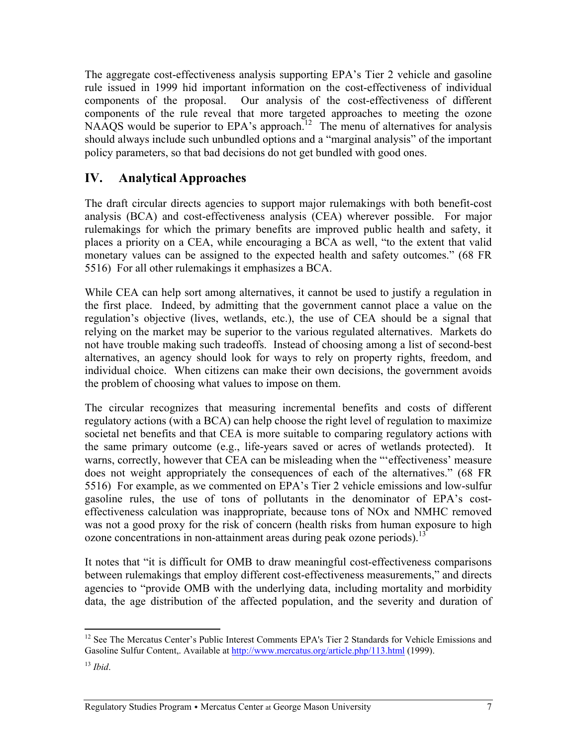The aggregate cost-effectiveness analysis supporting EPA's Tier 2 vehicle and gasoline rule issued in 1999 hid important information on the cost-effectiveness of individual components of the proposal. Our analysis of the cost-effectiveness of different components of the rule reveal that more targeted approaches to meeting the ozone NAAQS would be superior to EPA's approach.[12] The menu of alternatives for analysis should always include such unbundled options and a "marginal analysis" of the important policy parameters, so that bad decisions do not get bundled with good ones.

## IV. Analytical Approaches

The draft circular directs agencies to support major rulemakings with both benefit-cost analysis (BCA) and cost-effectiveness analysis (CEA) wherever possible. For major rulemakings for which the primary benefits are improved public health and safety, it places a priority on a CEA, while encouraging a BCA as well, "to the extent that valid monetary values can be assigned to the expected health and safety outcomes." (68 FR 5516) For all other rulemakings it emphasizes a BCA.

While CEA can help sort among alternatives, it cannot be used to justify a regulation in the first place. Indeed, by admitting that the government cannot place a value on the regulation's objective (lives, wetlands, etc.), the use of CEA should be a signal that relying on the market may be superior to the various regulated alternatives. Markets do not have trouble making such tradeoffs. Instead of choosing among a list of second-best alternatives, an agency should look for ways to rely on property rights, freedom, and individual choice. When citizens can make their own decisions, the government avoids the problem of choosing what values to impose on them.

The circular recognizes that measuring incremental benefits and costs of different regulatory actions (with a BCA) can help choose the right level of regulation to maximize societal net benefits and that CEA is more suitable to comparing regulatory actions with the same primary outcome (e.g., life-years saved or acres of wetlands protected). It warns, correctly, however that CEA can be misleading when the "'effectiveness' measure does not weight appropriately the consequences of each of the alternatives." (68 FR 5516) For example, as we commented on EPA's Tier 2 vehicle emissions and low-sulfur gasoline rules, the use of tons of pollutants in the denominator of EPA's cost-effectiveness calculation was inappropriate, because tons of NOx and NMHC removed was not a good proxy for the risk of concern (health risks from human exposure to high ozone concentrations in non-attainment areas during peak ozone periods).[13]

It notes that "it is difficult for OMB to draw meaningful cost-effectiveness comparisons between rulemakings that employ different cost-effectiveness measurements," and directs agencies to "provide OMB with the underlying data, including mortality and morbidity data, the age distribution of the affected population, and the severity and duration of

---

[12] See The Mercatus Center's Public Interest Comments EPA's Tier 2 Standards for Vehicle Emissions and Gasoline Sulfur Content,. Available at http://www.mercatus.org/article.php/113.html (1999).

[13] *Ibid*.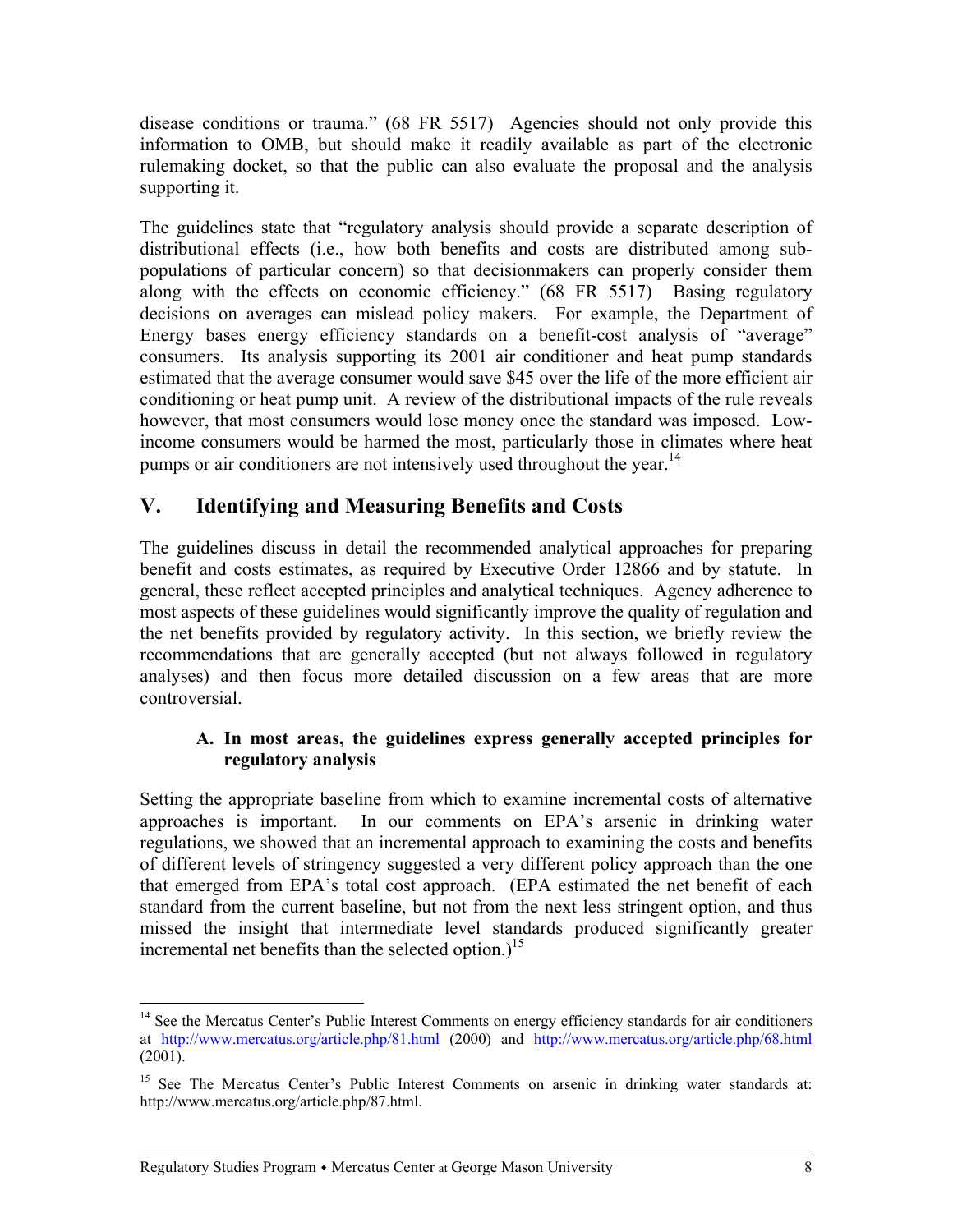disease conditions or trauma." (68 FR 5517) Agencies should not only provide this information to OMB, but should make it readily available as part of the electronic rulemaking docket, so that the public can also evaluate the proposal and the analysis supporting it.

The guidelines state that "regulatory analysis should provide a separate description of distributional effects (i.e., how both benefits and costs are distributed among sub-populations of particular concern) so that decisionmakers can properly consider them along with the effects on economic efficiency." (68 FR 5517) Basing regulatory decisions on averages can mislead policy makers. For example, the Department of Energy bases energy efficiency standards on a benefit-cost analysis of "average" consumers. Its analysis supporting its 2001 air conditioner and heat pump standards estimated that the average consumer would save $45 over the life of the more efficient air conditioning or heat pump unit. A review of the distributional impacts of the rule reveals however, that most consumers would lose money once the standard was imposed. Low-income consumers would be harmed the most, particularly those in climates where heat pumps or air conditioners are not intensively used throughout the year.[14]

## V. Identifying and Measuring Benefits and Costs

The guidelines discuss in detail the recommended analytical approaches for preparing benefit and costs estimates, as required by Executive Order 12866 and by statute. In general, these reflect accepted principles and analytical techniques. Agency adherence to most aspects of these guidelines would significantly improve the quality of regulation and the net benefits provided by regulatory activity. In this section, we briefly review the recommendations that are generally accepted (but not always followed in regulatory analyses) and then focus more detailed discussion on a few areas that are more controversial.

### A. In most areas, the guidelines express generally accepted principles for regulatory analysis

Setting the appropriate baseline from which to examine incremental costs of alternative approaches is important. In our comments on EPA's arsenic in drinking water regulations, we showed that an incremental approach to examining the costs and benefits of different levels of stringency suggested a very different policy approach than the one that emerged from EPA's total cost approach. (EPA estimated the net benefit of each standard from the current baseline, but not from the next less stringent option, and thus missed the insight that intermediate level standards produced significantly greater incremental net benefits than the selected option.)[15]

---

[14] See the Mercatus Center's Public Interest Comments on energy efficiency standards for air conditioners at http://www.mercatus.org/article.php/81.html (2000) and http://www.mercatus.org/article.php/68.html (2001).

[15] See The Mercatus Center's Public Interest Comments on arsenic in drinking water standards at: http://www.mercatus.org/article.php/87.html.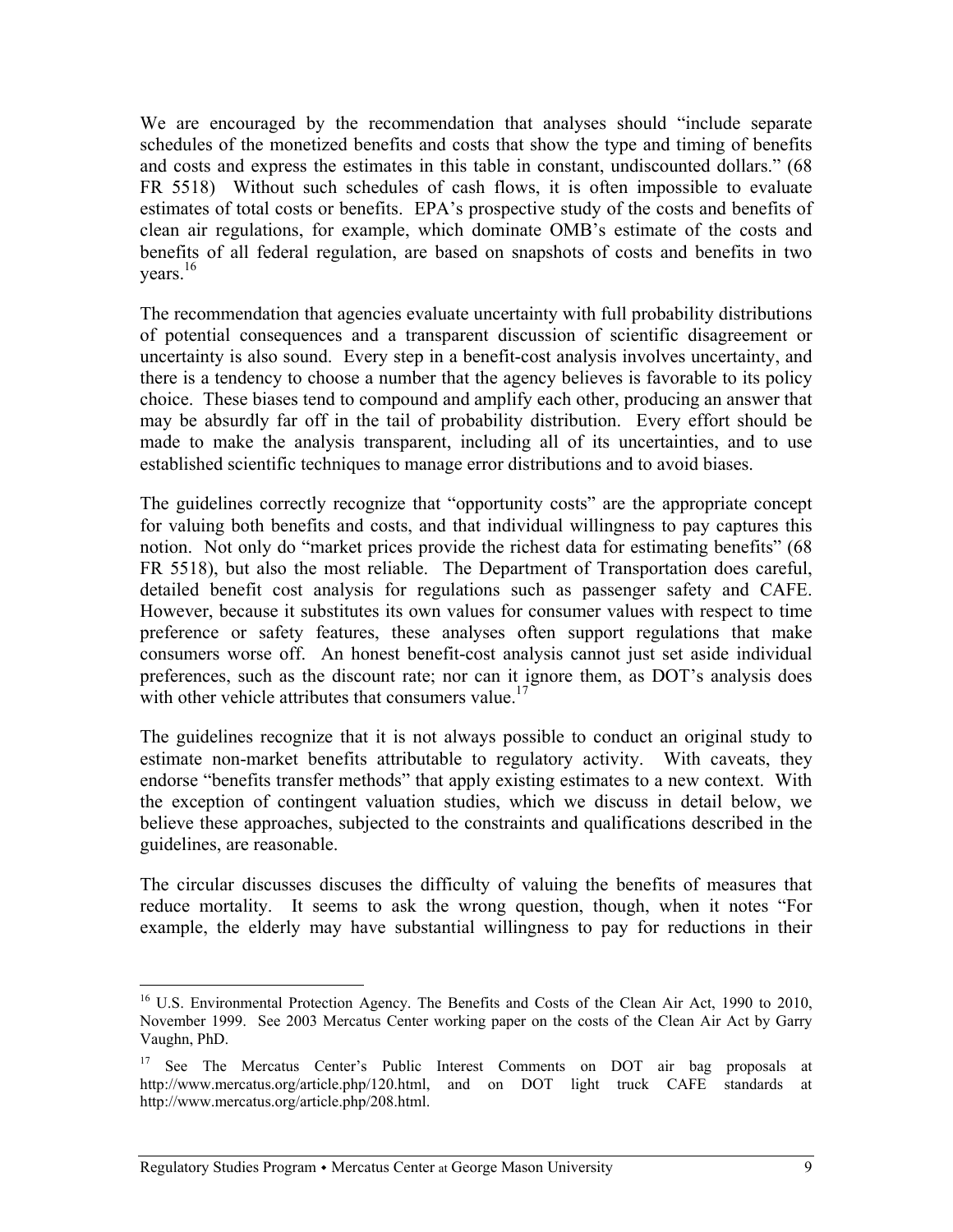We are encouraged by the recommendation that analyses should "include separate schedules of the monetized benefits and costs that show the type and timing of benefits and costs and express the estimates in this table in constant, undiscounted dollars." (68 FR 5518) Without such schedules of cash flows, it is often impossible to evaluate estimates of total costs or benefits. EPA's prospective study of the costs and benefits of clean air regulations, for example, which dominate OMB's estimate of the costs and benefits of all federal regulation, are based on snapshots of costs and benefits in two years.[16]

The recommendation that agencies evaluate uncertainty with full probability distributions of potential consequences and a transparent discussion of scientific disagreement or uncertainty is also sound. Every step in a benefit-cost analysis involves uncertainty, and there is a tendency to choose a number that the agency believes is favorable to its policy choice. These biases tend to compound and amplify each other, producing an answer that may be absurdly far off in the tail of probability distribution. Every effort should be made to make the analysis transparent, including all of its uncertainties, and to use established scientific techniques to manage error distributions and to avoid biases.

The guidelines correctly recognize that "opportunity costs" are the appropriate concept for valuing both benefits and costs, and that individual willingness to pay captures this notion. Not only do "market prices provide the richest data for estimating benefits" (68 FR 5518), but also the most reliable. The Department of Transportation does careful, detailed benefit cost analysis for regulations such as passenger safety and CAFE. However, because it substitutes its own values for consumer values with respect to time preference or safety features, these analyses often support regulations that make consumers worse off. An honest benefit-cost analysis cannot just set aside individual preferences, such as the discount rate; nor can it ignore them, as DOT's analysis does with other vehicle attributes that consumers value.[17]

The guidelines recognize that it is not always possible to conduct an original study to estimate non-market benefits attributable to regulatory activity. With caveats, they endorse "benefits transfer methods" that apply existing estimates to a new context. With the exception of contingent valuation studies, which we discuss in detail below, we believe these approaches, subjected to the constraints and qualifications described in the guidelines, are reasonable.

The circular discusses discuses the difficulty of valuing the benefits of measures that reduce mortality. It seems to ask the wrong question, though, when it notes "For example, the elderly may have substantial willingness to pay for reductions in their

---

[16] U.S. Environmental Protection Agency. The Benefits and Costs of the Clean Air Act, 1990 to 2010, November 1999. See 2003 Mercatus Center working paper on the costs of the Clean Air Act by Garry Vaughn, PhD.

[17] See The Mercatus Center's Public Interest Comments on DOT air bag proposals at http://www.mercatus.org/article.php/120.html, and on DOT light truck CAFE standards at http://www.mercatus.org/article.php/208.html.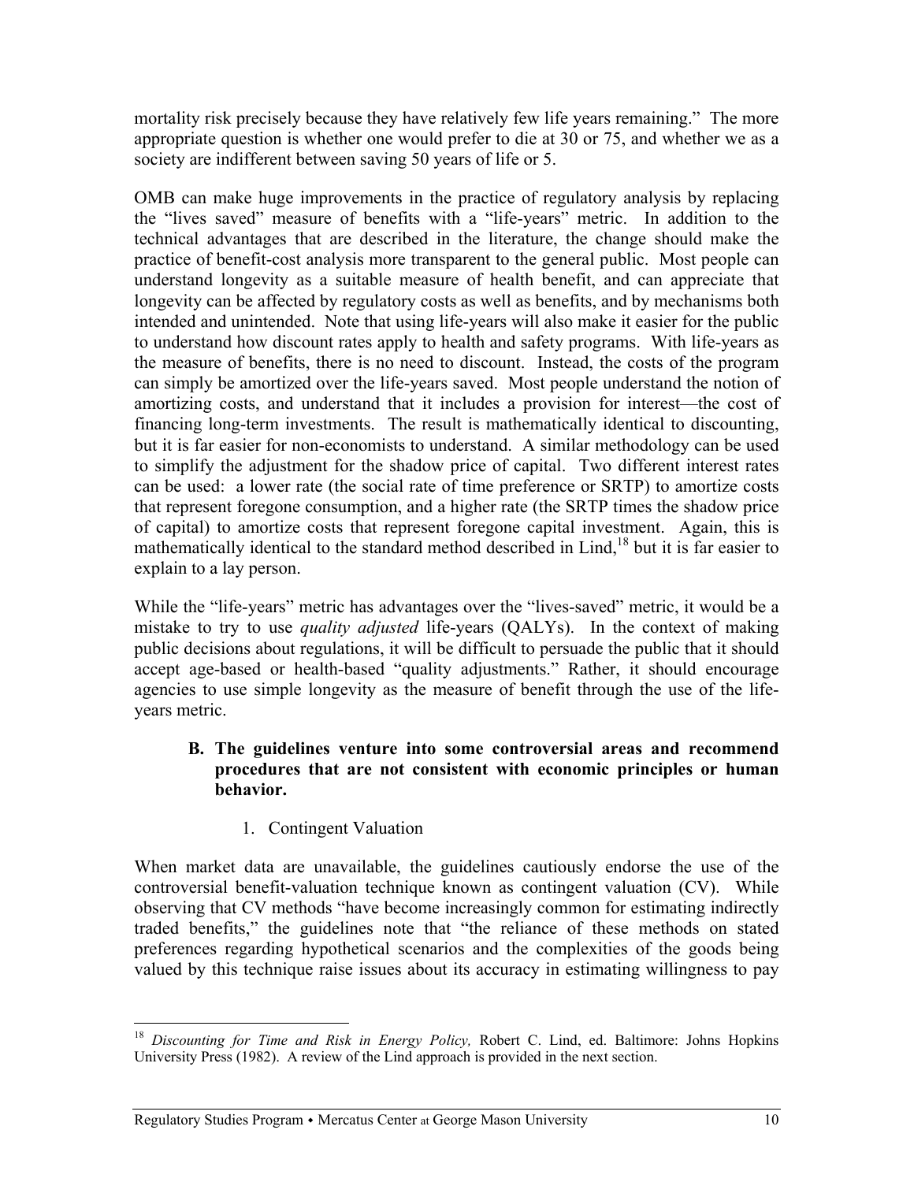mortality risk precisely because they have relatively few life years remaining." The more appropriate question is whether one would prefer to die at 30 or 75, and whether we as a society are indifferent between saving 50 years of life or 5.

OMB can make huge improvements in the practice of regulatory analysis by replacing the "lives saved" measure of benefits with a "life-years" metric. In addition to the technical advantages that are described in the literature, the change should make the practice of benefit-cost analysis more transparent to the general public. Most people can understand longevity as a suitable measure of health benefit, and can appreciate that longevity can be affected by regulatory costs as well as benefits, and by mechanisms both intended and unintended. Note that using life-years will also make it easier for the public to understand how discount rates apply to health and safety programs. With life-years as the measure of benefits, there is no need to discount. Instead, the costs of the program can simply be amortized over the life-years saved. Most people understand the notion of amortizing costs, and understand that it includes a provision for interest—the cost of financing long-term investments. The result is mathematically identical to discounting, but it is far easier for non-economists to understand. A similar methodology can be used to simplify the adjustment for the shadow price of capital. Two different interest rates can be used: a lower rate (the social rate of time preference or SRTP) to amortize costs that represent foregone consumption, and a higher rate (the SRTP times the shadow price of capital) to amortize costs that represent foregone capital investment. Again, this is mathematically identical to the standard method described in Lind,[18] but it is far easier to explain to a lay person.

While the "life-years" metric has advantages over the "lives-saved" metric, it would be a mistake to try to use *quality adjusted* life-years (QALYs). In the context of making public decisions about regulations, it will be difficult to persuade the public that it should accept age-based or health-based "quality adjustments." Rather, it should encourage agencies to use simple longevity as the measure of benefit through the use of the life-years metric.

### B. The guidelines venture into some controversial areas and recommend procedures that are not consistent with economic principles or human behavior.

#### 1. Contingent Valuation

When market data are unavailable, the guidelines cautiously endorse the use of the controversial benefit-valuation technique known as contingent valuation (CV). While observing that CV methods "have become increasingly common for estimating indirectly traded benefits," the guidelines note that "the reliance of these methods on stated preferences regarding hypothetical scenarios and the complexities of the goods being valued by this technique raise issues about its accuracy in estimating willingness to pay

---

[18] *Discounting for Time and Risk in Energy Policy,* Robert C. Lind, ed. Baltimore: Johns Hopkins University Press (1982). A review of the Lind approach is provided in the next section.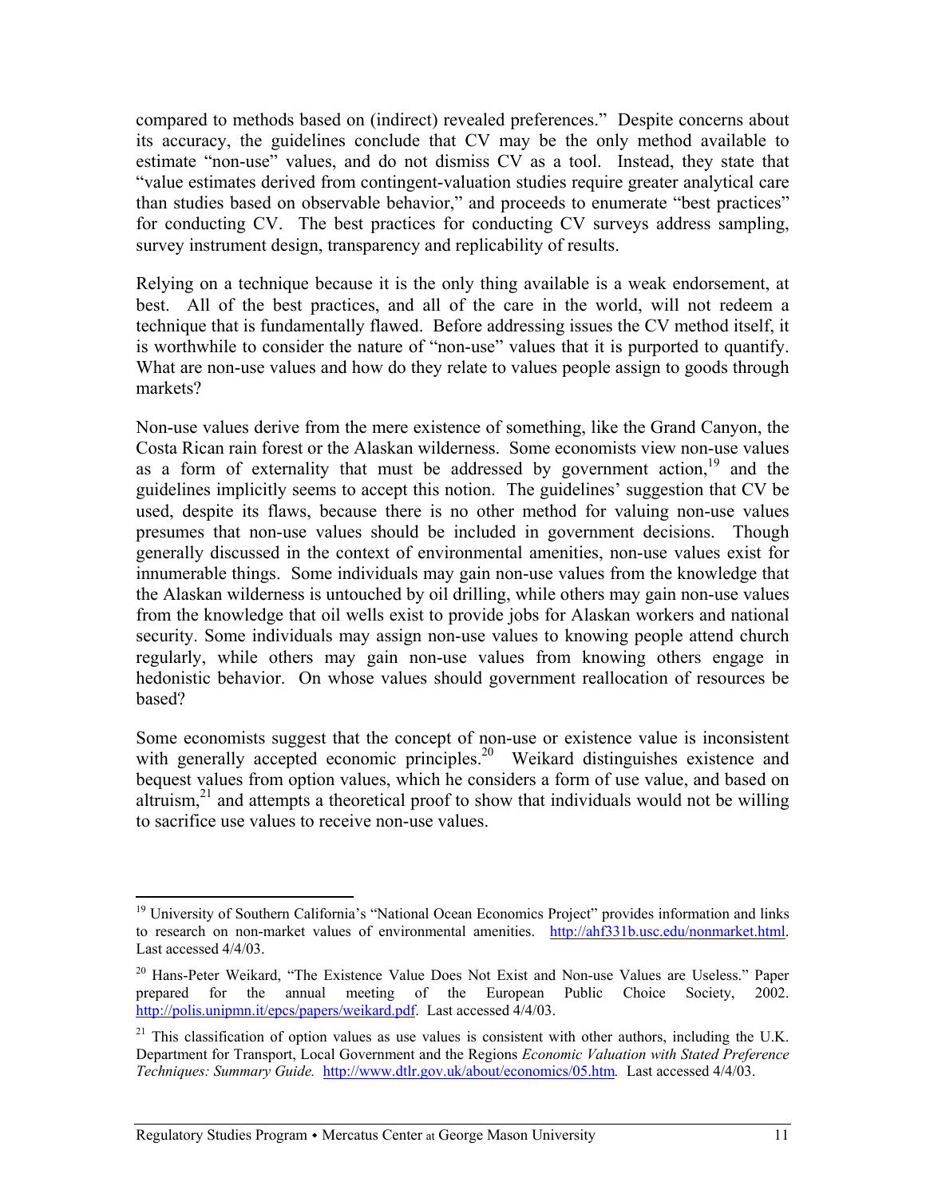compared to methods based on (indirect) revealed preferences." Despite concerns about its accuracy, the guidelines conclude that CV may be the only method available to estimate "non-use" values, and do not dismiss CV as a tool. Instead, they state that "value estimates derived from contingent-valuation studies require greater analytical care than studies based on observable behavior," and proceeds to enumerate "best practices" for conducting CV. The best practices for conducting CV surveys address sampling, survey instrument design, transparency and replicability of results.

Relying on a technique because it is the only thing available is a weak endorsement, at best. All of the best practices, and all of the care in the world, will not redeem a technique that is fundamentally flawed. Before addressing issues the CV method itself, it is worthwhile to consider the nature of "non-use" values that it is purported to quantify. What are non-use values and how do they relate to values people assign to goods through markets?

Non-use values derive from the mere existence of something, like the Grand Canyon, the Costa Rican rain forest or the Alaskan wilderness. Some economists view non-use values as a form of externality that must be addressed by government action,[19] and the guidelines implicitly seems to accept this notion. The guidelines' suggestion that CV be used, despite its flaws, because there is no other method for valuing non-use values presumes that non-use values should be included in government decisions. Though generally discussed in the context of environmental amenities, non-use values exist for innumerable things. Some individuals may gain non-use values from the knowledge that the Alaskan wilderness is untouched by oil drilling, while others may gain non-use values from the knowledge that oil wells exist to provide jobs for Alaskan workers and national security. Some individuals may assign non-use values to knowing people attend church regularly, while others may gain non-use values from knowing others engage in hedonistic behavior. On whose values should government reallocation of resources be based?

Some economists suggest that the concept of non-use or existence value is inconsistent with generally accepted economic principles.[20] Weikard distinguishes existence and bequest values from option values, which he considers a form of use value, and based on altruism,[21] and attempts a theoretical proof to show that individuals would not be willing to sacrifice use values to receive non-use values.

---

[19] University of Southern California's "National Ocean Economics Project" provides information and links to research on non-market values of environmental amenities. http://ahf331b.usc.edu/nonmarket.html. Last accessed 4/4/03.

[20] Hans-Peter Weikard, "The Existence Value Does Not Exist and Non-use Values are Useless." Paper prepared for the annual meeting of the European Public Choice Society, 2002. http://polis.unipmn.it/epcs/papers/weikard.pdf. Last accessed 4/4/03.

[21] This classification of option values as use values is consistent with other authors, including the U.K. Department for Transport, Local Government and the Regions *Economic Valuation with Stated Preference Techniques: Summary Guide.* http://www.dtlr.gov.uk/about/economics/05.htm. Last accessed 4/4/03.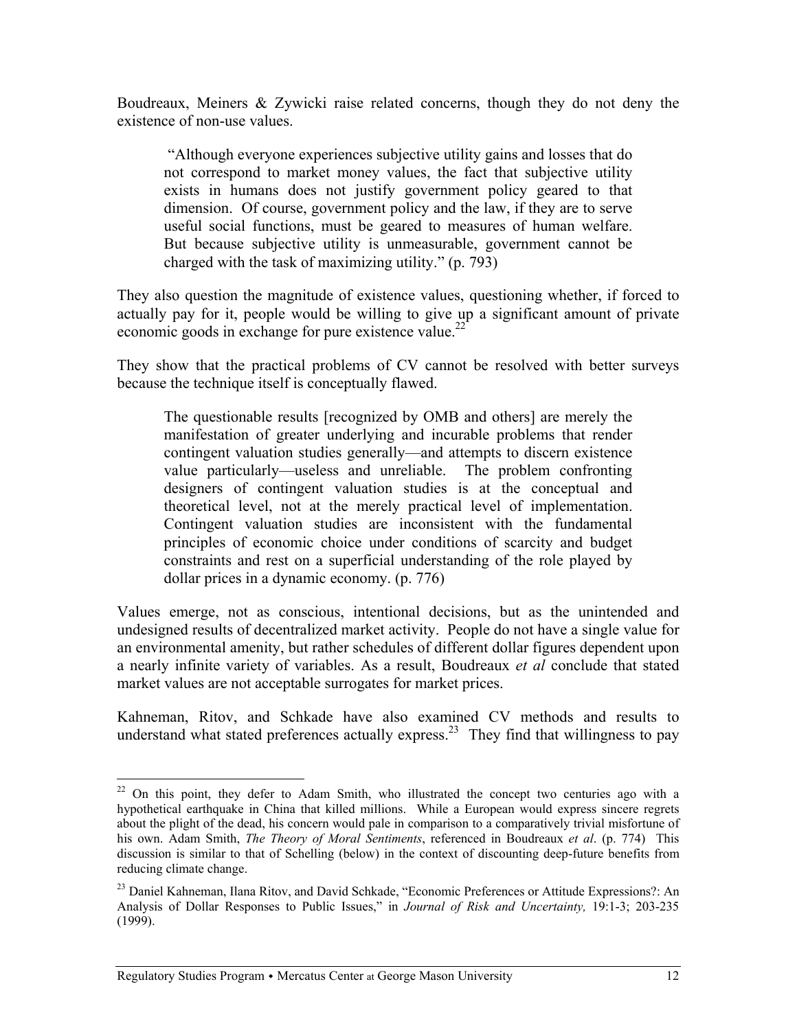Boudreaux, Meiners & Zywicki raise related concerns, though they do not deny the existence of non-use values.

> "Although everyone experiences subjective utility gains and losses that do not correspond to market money values, the fact that subjective utility exists in humans does not justify government policy geared to that dimension. Of course, government policy and the law, if they are to serve useful social functions, must be geared to measures of human welfare. But because subjective utility is unmeasurable, government cannot be charged with the task of maximizing utility." (p. 793)

They also question the magnitude of existence values, questioning whether, if forced to actually pay for it, people would be willing to give up a significant amount of private economic goods in exchange for pure existence value.[22]

They show that the practical problems of CV cannot be resolved with better surveys because the technique itself is conceptually flawed.

> The questionable results [recognized by OMB and others] are merely the manifestation of greater underlying and incurable problems that render contingent valuation studies generally—and attempts to discern existence value particularly—useless and unreliable. The problem confronting designers of contingent valuation studies is at the conceptual and theoretical level, not at the merely practical level of implementation. Contingent valuation studies are inconsistent with the fundamental principles of economic choice under conditions of scarcity and budget constraints and rest on a superficial understanding of the role played by dollar prices in a dynamic economy. (p. 776)

Values emerge, not as conscious, intentional decisions, but as the unintended and undesigned results of decentralized market activity. People do not have a single value for an environmental amenity, but rather schedules of different dollar figures dependent upon a nearly infinite variety of variables. As a result, Boudreaux *et al* conclude that stated market values are not acceptable surrogates for market prices.

Kahneman, Ritov, and Schkade have also examined CV methods and results to understand what stated preferences actually express.[23] They find that willingness to pay

---

[22] On this point, they defer to Adam Smith, who illustrated the concept two centuries ago with a hypothetical earthquake in China that killed millions. While a European would express sincere regrets about the plight of the dead, his concern would pale in comparison to a comparatively trivial misfortune of his own. Adam Smith, *The Theory of Moral Sentiments*, referenced in Boudreaux *et al*. (p. 774) This discussion is similar to that of Schelling (below) in the context of discounting deep-future benefits from reducing climate change.

[23] Daniel Kahneman, Ilana Ritov, and David Schkade, "Economic Preferences or Attitude Expressions?: An Analysis of Dollar Responses to Public Issues," in *Journal of Risk and Uncertainty,* 19:1-3; 203-235 (1999).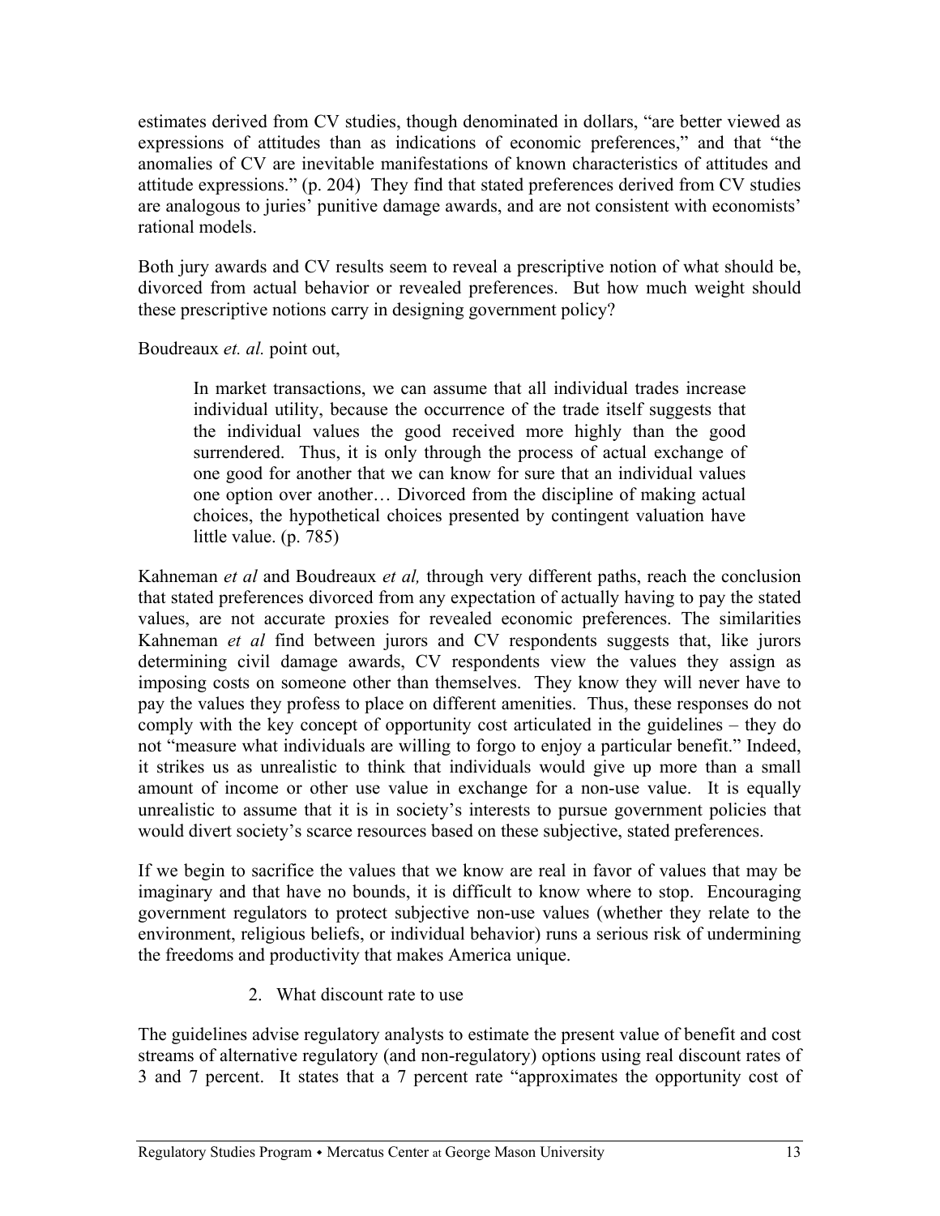estimates derived from CV studies, though denominated in dollars, "are better viewed as expressions of attitudes than as indications of economic preferences," and that "the anomalies of CV are inevitable manifestations of known characteristics of attitudes and attitude expressions." (p. 204) They find that stated preferences derived from CV studies are analogous to juries' punitive damage awards, and are not consistent with economists' rational models.

Both jury awards and CV results seem to reveal a prescriptive notion of what should be, divorced from actual behavior or revealed preferences. But how much weight should these prescriptive notions carry in designing government policy?

Boudreaux *et. al.* point out,

> In market transactions, we can assume that all individual trades increase individual utility, because the occurrence of the trade itself suggests that the individual values the good received more highly than the good surrendered. Thus, it is only through the process of actual exchange of one good for another that we can know for sure that an individual values one option over another… Divorced from the discipline of making actual choices, the hypothetical choices presented by contingent valuation have little value. (p. 785)

Kahneman *et al* and Boudreaux *et al,* through very different paths, reach the conclusion that stated preferences divorced from any expectation of actually having to pay the stated values, are not accurate proxies for revealed economic preferences. The similarities Kahneman *et al* find between jurors and CV respondents suggests that, like jurors determining civil damage awards, CV respondents view the values they assign as imposing costs on someone other than themselves. They know they will never have to pay the values they profess to place on different amenities. Thus, these responses do not comply with the key concept of opportunity cost articulated in the guidelines – they do not "measure what individuals are willing to forgo to enjoy a particular benefit." Indeed, it strikes us as unrealistic to think that individuals would give up more than a small amount of income or other use value in exchange for a non-use value. It is equally unrealistic to assume that it is in society's interests to pursue government policies that would divert society's scarce resources based on these subjective, stated preferences.

If we begin to sacrifice the values that we know are real in favor of values that may be imaginary and that have no bounds, it is difficult to know where to stop. Encouraging government regulators to protect subjective non-use values (whether they relate to the environment, religious beliefs, or individual behavior) runs a serious risk of undermining the freedoms and productivity that makes America unique.

2. What discount rate to use

The guidelines advise regulatory analysts to estimate the present value of benefit and cost streams of alternative regulatory (and non-regulatory) options using real discount rates of 3 and 7 percent. It states that a 7 percent rate "approximates the opportunity cost of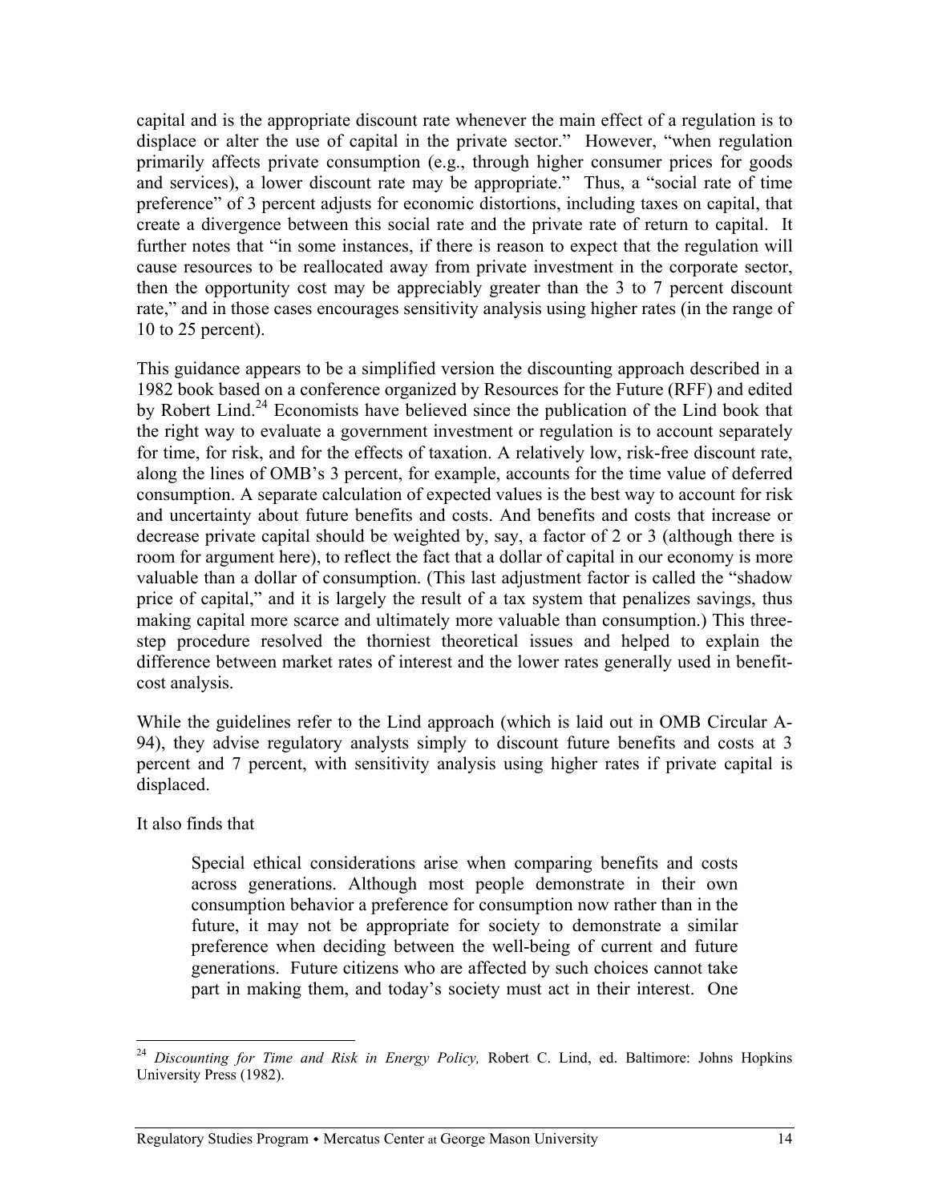capital and is the appropriate discount rate whenever the main effect of a regulation is to displace or alter the use of capital in the private sector." However, "when regulation primarily affects private consumption (e.g., through higher consumer prices for goods and services), a lower discount rate may be appropriate." Thus, a "social rate of time preference" of 3 percent adjusts for economic distortions, including taxes on capital, that create a divergence between this social rate and the private rate of return to capital. It further notes that "in some instances, if there is reason to expect that the regulation will cause resources to be reallocated away from private investment in the corporate sector, then the opportunity cost may be appreciably greater than the 3 to 7 percent discount rate," and in those cases encourages sensitivity analysis using higher rates (in the range of 10 to 25 percent).

This guidance appears to be a simplified version the discounting approach described in a 1982 book based on a conference organized by Resources for the Future (RFF) and edited by Robert Lind.[24] Economists have believed since the publication of the Lind book that the right way to evaluate a government investment or regulation is to account separately for time, for risk, and for the effects of taxation. A relatively low, risk-free discount rate, along the lines of OMB's 3 percent, for example, accounts for the time value of deferred consumption. A separate calculation of expected values is the best way to account for risk and uncertainty about future benefits and costs. And benefits and costs that increase or decrease private capital should be weighted by, say, a factor of 2 or 3 (although there is room for argument here), to reflect the fact that a dollar of capital in our economy is more valuable than a dollar of consumption. (This last adjustment factor is called the "shadow price of capital," and it is largely the result of a tax system that penalizes savings, thus making capital more scarce and ultimately more valuable than consumption.) This three-step procedure resolved the thorniest theoretical issues and helped to explain the difference between market rates of interest and the lower rates generally used in benefit-cost analysis.

While the guidelines refer to the Lind approach (which is laid out in OMB Circular A-94), they advise regulatory analysts simply to discount future benefits and costs at 3 percent and 7 percent, with sensitivity analysis using higher rates if private capital is displaced.

It also finds that

> Special ethical considerations arise when comparing benefits and costs across generations. Although most people demonstrate in their own consumption behavior a preference for consumption now rather than in the future, it may not be appropriate for society to demonstrate a similar preference when deciding between the well-being of current and future generations. Future citizens who are affected by such choices cannot take part in making them, and today's society must act in their interest. One

[24] *Discounting for Time and Risk in Energy Policy,* Robert C. Lind, ed. Baltimore: Johns Hopkins University Press (1982).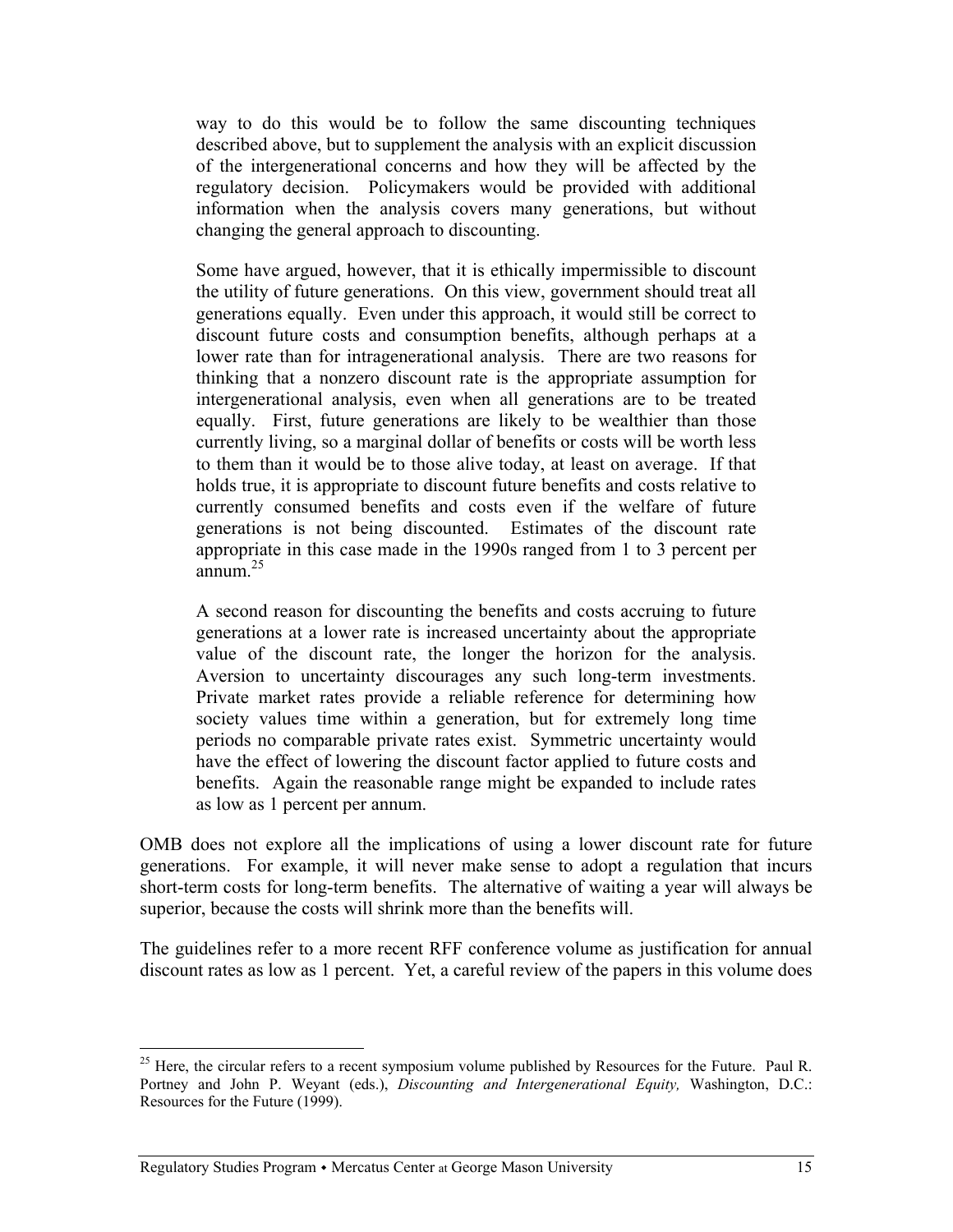> way to do this would be to follow the same discounting techniques described above, but to supplement the analysis with an explicit discussion of the intergenerational concerns and how they will be affected by the regulatory decision. Policymakers would be provided with additional information when the analysis covers many generations, but without changing the general approach to discounting.
>
> Some have argued, however, that it is ethically impermissible to discount the utility of future generations. On this view, government should treat all generations equally. Even under this approach, it would still be correct to discount future costs and consumption benefits, although perhaps at a lower rate than for intragenerational analysis. There are two reasons for thinking that a nonzero discount rate is the appropriate assumption for intergenerational analysis, even when all generations are to be treated equally. First, future generations are likely to be wealthier than those currently living, so a marginal dollar of benefits or costs will be worth less to them than it would be to those alive today, at least on average. If that holds true, it is appropriate to discount future benefits and costs relative to currently consumed benefits and costs even if the welfare of future generations is not being discounted. Estimates of the discount rate appropriate in this case made in the 1990s ranged from 1 to 3 percent per annum.[25]
>
> A second reason for discounting the benefits and costs accruing to future generations at a lower rate is increased uncertainty about the appropriate value of the discount rate, the longer the horizon for the analysis. Aversion to uncertainty discourages any such long-term investments. Private market rates provide a reliable reference for determining how society values time within a generation, but for extremely long time periods no comparable private rates exist. Symmetric uncertainty would have the effect of lowering the discount factor applied to future costs and benefits. Again the reasonable range might be expanded to include rates as low as 1 percent per annum.

OMB does not explore all the implications of using a lower discount rate for future generations. For example, it will never make sense to adopt a regulation that incurs short-term costs for long-term benefits. The alternative of waiting a year will always be superior, because the costs will shrink more than the benefits will.

The guidelines refer to a more recent RFF conference volume as justification for annual discount rates as low as 1 percent. Yet, a careful review of the papers in this volume does

---

[25] Here, the circular refers to a recent symposium volume published by Resources for the Future. Paul R. Portney and John P. Weyant (eds.), *Discounting and Intergenerational Equity,* Washington, D.C.: Resources for the Future (1999).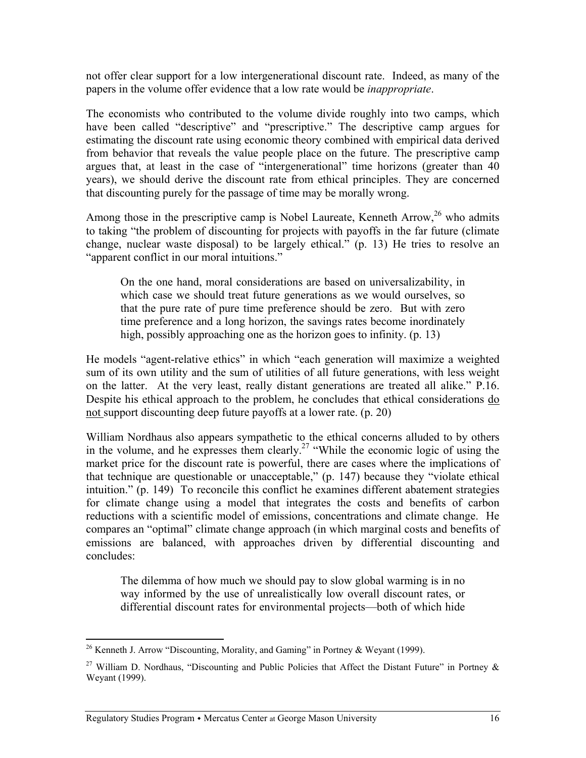not offer clear support for a low intergenerational discount rate. Indeed, as many of the papers in the volume offer evidence that a low rate would be *inappropriate*.

The economists who contributed to the volume divide roughly into two camps, which have been called "descriptive" and "prescriptive." The descriptive camp argues for estimating the discount rate using economic theory combined with empirical data derived from behavior that reveals the value people place on the future. The prescriptive camp argues that, at least in the case of "intergenerational" time horizons (greater than 40 years), we should derive the discount rate from ethical principles. They are concerned that discounting purely for the passage of time may be morally wrong.

Among those in the prescriptive camp is Nobel Laureate, Kenneth Arrow,[26] who admits to taking "the problem of discounting for projects with payoffs in the far future (climate change, nuclear waste disposal) to be largely ethical." (p. 13) He tries to resolve an "apparent conflict in our moral intuitions."

> On the one hand, moral considerations are based on universalizability, in which case we should treat future generations as we would ourselves, so that the pure rate of pure time preference should be zero. But with zero time preference and a long horizon, the savings rates become inordinately high, possibly approaching one as the horizon goes to infinity. (p. 13)

He models "agent-relative ethics" in which "each generation will maximize a weighted sum of its own utility and the sum of utilities of all future generations, with less weight on the latter. At the very least, really distant generations are treated all alike." P.16. Despite his ethical approach to the problem, he concludes that ethical considerations <u>do not</u> support discounting deep future payoffs at a lower rate. (p. 20)

William Nordhaus also appears sympathetic to the ethical concerns alluded to by others in the volume, and he expresses them clearly.[27] "While the economic logic of using the market price for the discount rate is powerful, there are cases where the implications of that technique are questionable or unacceptable," (p. 147) because they "violate ethical intuition." (p. 149) To reconcile this conflict he examines different abatement strategies for climate change using a model that integrates the costs and benefits of carbon reductions with a scientific model of emissions, concentrations and climate change. He compares an "optimal" climate change approach (in which marginal costs and benefits of emissions are balanced, with approaches driven by differential discounting and concludes:

> The dilemma of how much we should pay to slow global warming is in no way informed by the use of unrealistically low overall discount rates, or differential discount rates for environmental projects—both of which hide

---

[26] Kenneth J. Arrow "Discounting, Morality, and Gaming" in Portney & Weyant (1999).

[27] William D. Nordhaus, "Discounting and Public Policies that Affect the Distant Future" in Portney & Weyant (1999).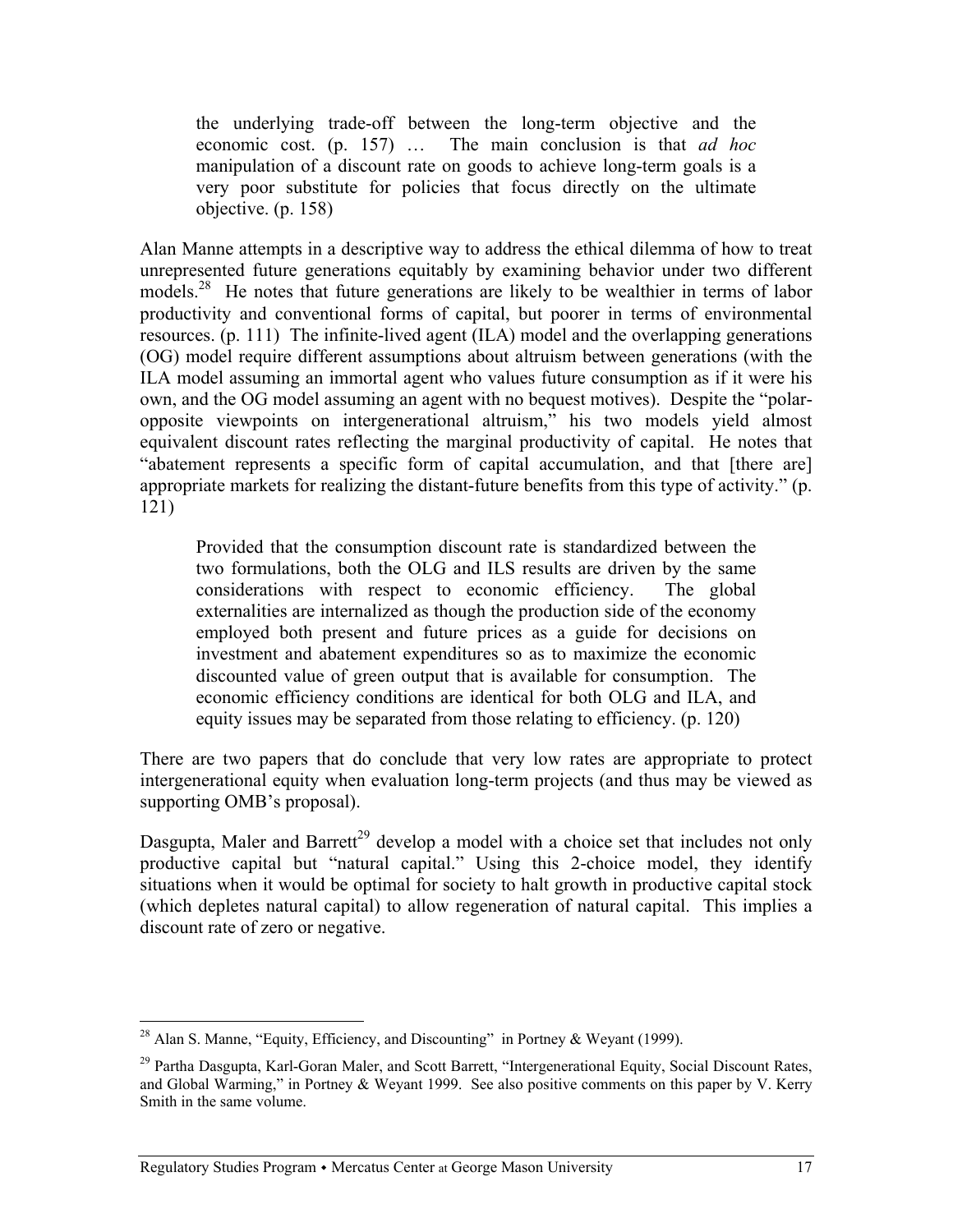> the underlying trade-off between the long-term objective and the economic cost. (p. 157) … The main conclusion is that *ad hoc* manipulation of a discount rate on goods to achieve long-term goals is a very poor substitute for policies that focus directly on the ultimate objective. (p. 158)

Alan Manne attempts in a descriptive way to address the ethical dilemma of how to treat unrepresented future generations equitably by examining behavior under two different models.[28] He notes that future generations are likely to be wealthier in terms of labor productivity and conventional forms of capital, but poorer in terms of environmental resources. (p. 111) The infinite-lived agent (ILA) model and the overlapping generations (OG) model require different assumptions about altruism between generations (with the ILA model assuming an immortal agent who values future consumption as if it were his own, and the OG model assuming an agent with no bequest motives). Despite the "polar-opposite viewpoints on intergenerational altruism," his two models yield almost equivalent discount rates reflecting the marginal productivity of capital. He notes that "abatement represents a specific form of capital accumulation, and that [there are] appropriate markets for realizing the distant-future benefits from this type of activity." (p. 121)

> Provided that the consumption discount rate is standardized between the two formulations, both the OLG and ILS results are driven by the same considerations with respect to economic efficiency. The global externalities are internalized as though the production side of the economy employed both present and future prices as a guide for decisions on investment and abatement expenditures so as to maximize the economic discounted value of green output that is available for consumption. The economic efficiency conditions are identical for both OLG and ILA, and equity issues may be separated from those relating to efficiency. (p. 120)

There are two papers that do conclude that very low rates are appropriate to protect intergenerational equity when evaluation long-term projects (and thus may be viewed as supporting OMB's proposal).

Dasgupta, Maler and Barrett[29] develop a model with a choice set that includes not only productive capital but "natural capital." Using this 2-choice model, they identify situations when it would be optimal for society to halt growth in productive capital stock (which depletes natural capital) to allow regeneration of natural capital. This implies a discount rate of zero or negative.

---

[28] Alan S. Manne, "Equity, Efficiency, and Discounting" in Portney & Weyant (1999).

[29] Partha Dasgupta, Karl-Goran Maler, and Scott Barrett, "Intergenerational Equity, Social Discount Rates, and Global Warming," in Portney & Weyant 1999. See also positive comments on this paper by V. Kerry Smith in the same volume.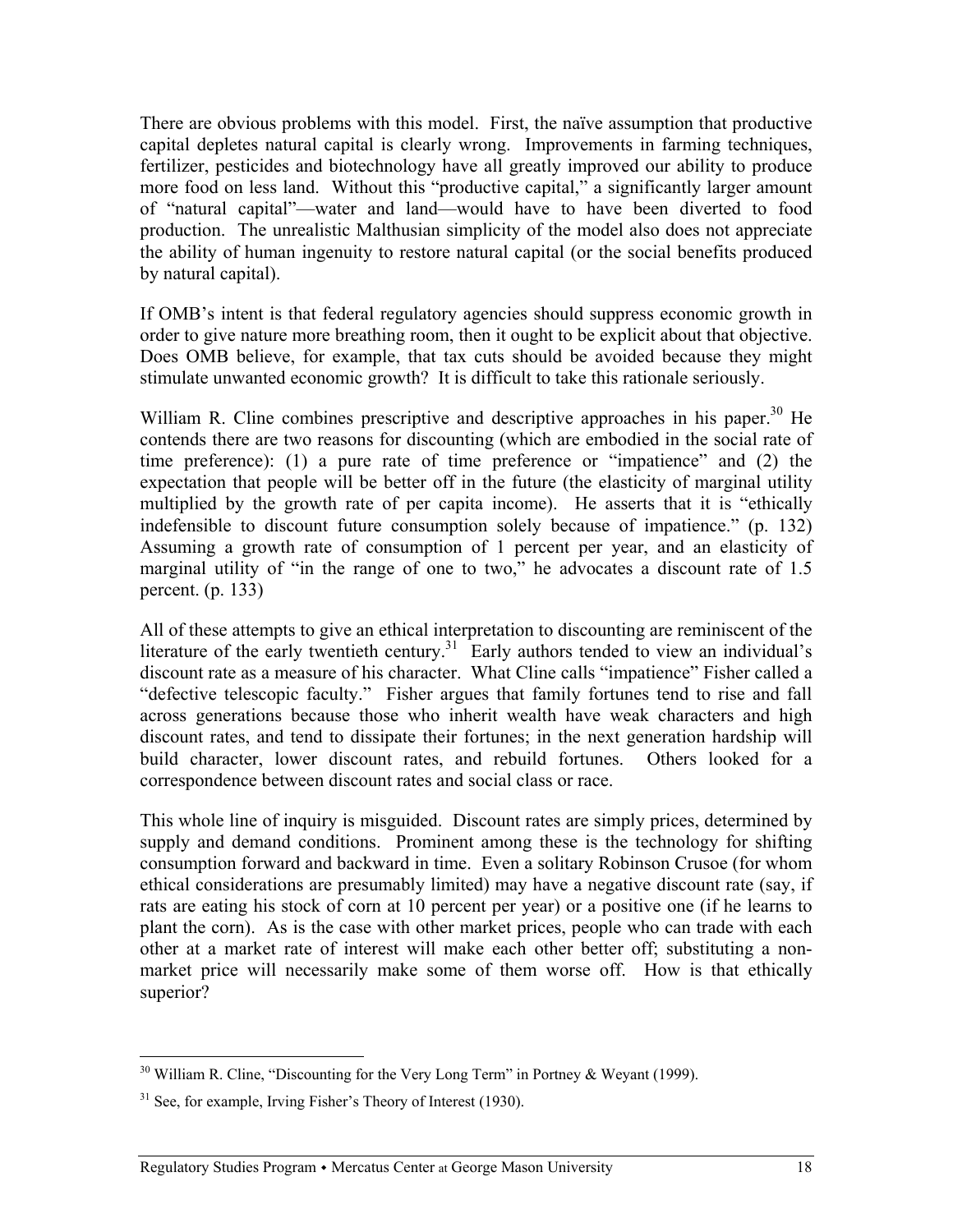There are obvious problems with this model. First, the naïve assumption that productive capital depletes natural capital is clearly wrong. Improvements in farming techniques, fertilizer, pesticides and biotechnology have all greatly improved our ability to produce more food on less land. Without this "productive capital," a significantly larger amount of "natural capital"—water and land—would have to have been diverted to food production. The unrealistic Malthusian simplicity of the model also does not appreciate the ability of human ingenuity to restore natural capital (or the social benefits produced by natural capital).

If OMB's intent is that federal regulatory agencies should suppress economic growth in order to give nature more breathing room, then it ought to be explicit about that objective. Does OMB believe, for example, that tax cuts should be avoided because they might stimulate unwanted economic growth? It is difficult to take this rationale seriously.

William R. Cline combines prescriptive and descriptive approaches in his paper.[30] He contends there are two reasons for discounting (which are embodied in the social rate of time preference): (1) a pure rate of time preference or "impatience" and (2) the expectation that people will be better off in the future (the elasticity of marginal utility multiplied by the growth rate of per capita income). He asserts that it is "ethically indefensible to discount future consumption solely because of impatience." (p. 132) Assuming a growth rate of consumption of 1 percent per year, and an elasticity of marginal utility of "in the range of one to two," he advocates a discount rate of 1.5 percent. (p. 133)

All of these attempts to give an ethical interpretation to discounting are reminiscent of the literature of the early twentieth century.[31] Early authors tended to view an individual's discount rate as a measure of his character. What Cline calls "impatience" Fisher called a "defective telescopic faculty." Fisher argues that family fortunes tend to rise and fall across generations because those who inherit wealth have weak characters and high discount rates, and tend to dissipate their fortunes; in the next generation hardship will build character, lower discount rates, and rebuild fortunes. Others looked for a correspondence between discount rates and social class or race.

This whole line of inquiry is misguided. Discount rates are simply prices, determined by supply and demand conditions. Prominent among these is the technology for shifting consumption forward and backward in time. Even a solitary Robinson Crusoe (for whom ethical considerations are presumably limited) may have a negative discount rate (say, if rats are eating his stock of corn at 10 percent per year) or a positive one (if he learns to plant the corn). As is the case with other market prices, people who can trade with each other at a market rate of interest will make each other better off; substituting a non-market price will necessarily make some of them worse off. How is that ethically superior?

---

[30] William R. Cline, "Discounting for the Very Long Term" in Portney & Weyant (1999).

[31] See, for example, Irving Fisher's Theory of Interest (1930).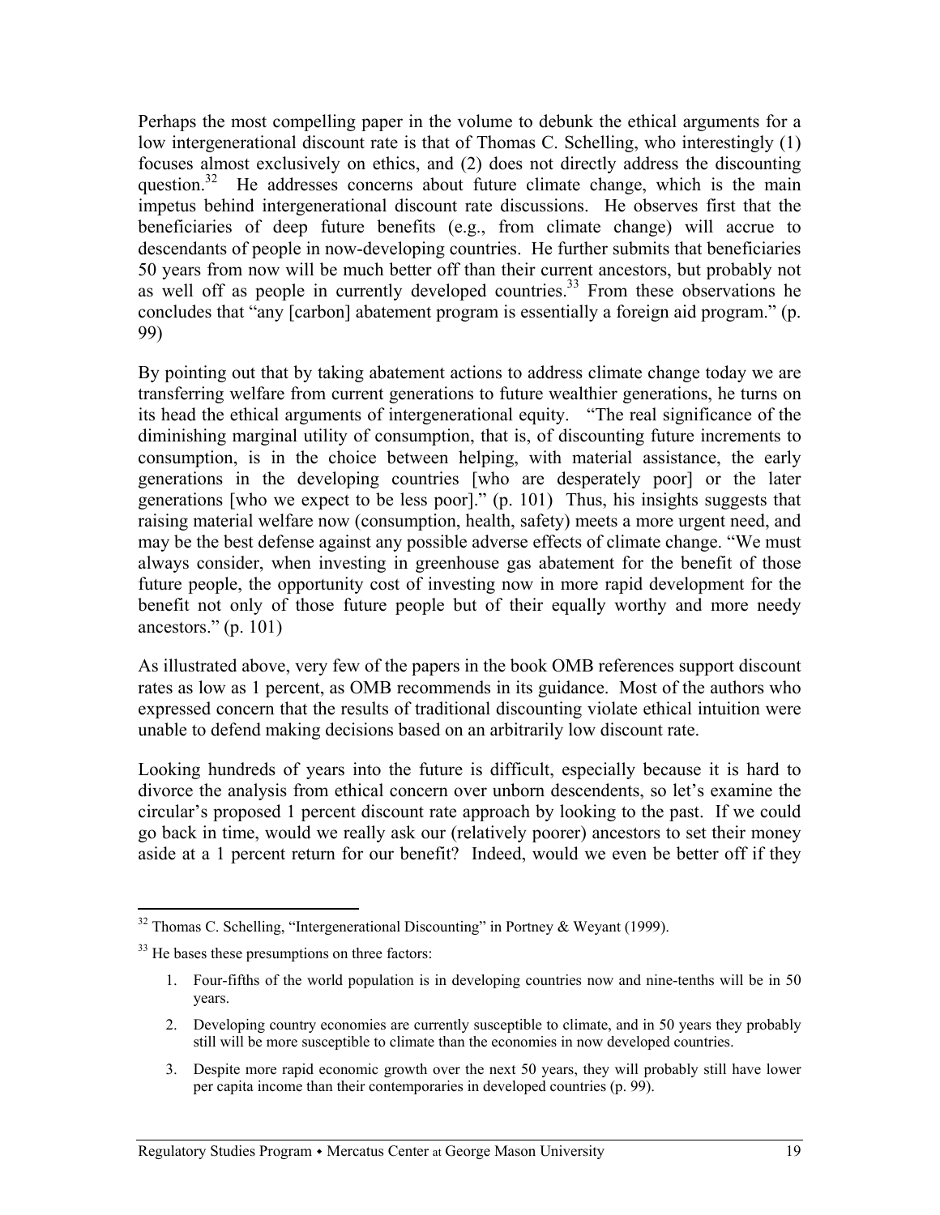Perhaps the most compelling paper in the volume to debunk the ethical arguments for a low intergenerational discount rate is that of Thomas C. Schelling, who interestingly (1) focuses almost exclusively on ethics, and (2) does not directly address the discounting question.[32] He addresses concerns about future climate change, which is the main impetus behind intergenerational discount rate discussions. He observes first that the beneficiaries of deep future benefits (e.g., from climate change) will accrue to descendants of people in now-developing countries. He further submits that beneficiaries 50 years from now will be much better off than their current ancestors, but probably not as well off as people in currently developed countries.[33] From these observations he concludes that "any [carbon] abatement program is essentially a foreign aid program." (p. 99)

By pointing out that by taking abatement actions to address climate change today we are transferring welfare from current generations to future wealthier generations, he turns on its head the ethical arguments of intergenerational equity. "The real significance of the diminishing marginal utility of consumption, that is, of discounting future increments to consumption, is in the choice between helping, with material assistance, the early generations in the developing countries [who are desperately poor] or the later generations [who we expect to be less poor]." (p. 101) Thus, his insights suggests that raising material welfare now (consumption, health, safety) meets a more urgent need, and may be the best defense against any possible adverse effects of climate change. "We must always consider, when investing in greenhouse gas abatement for the benefit of those future people, the opportunity cost of investing now in more rapid development for the benefit not only of those future people but of their equally worthy and more needy ancestors." (p. 101)

As illustrated above, very few of the papers in the book OMB references support discount rates as low as 1 percent, as OMB recommends in its guidance. Most of the authors who expressed concern that the results of traditional discounting violate ethical intuition were unable to defend making decisions based on an arbitrarily low discount rate.

Looking hundreds of years into the future is difficult, especially because it is hard to divorce the analysis from ethical concern over unborn descendents, so let's examine the circular's proposed 1 percent discount rate approach by looking to the past. If we could go back in time, would we really ask our (relatively poorer) ancestors to set their money aside at a 1 percent return for our benefit? Indeed, would we even be better off if they

---

[32] Thomas C. Schelling, "Intergenerational Discounting" in Portney & Weyant (1999).

[33] He bases these presumptions on three factors:

1. Four-fifths of the world population is in developing countries now and nine-tenths will be in 50 years.
2. Developing country economies are currently susceptible to climate, and in 50 years they probably still will be more susceptible to climate than the economies in now developed countries.
3. Despite more rapid economic growth over the next 50 years, they will probably still have lower per capita income than their contemporaries in developed countries (p. 99).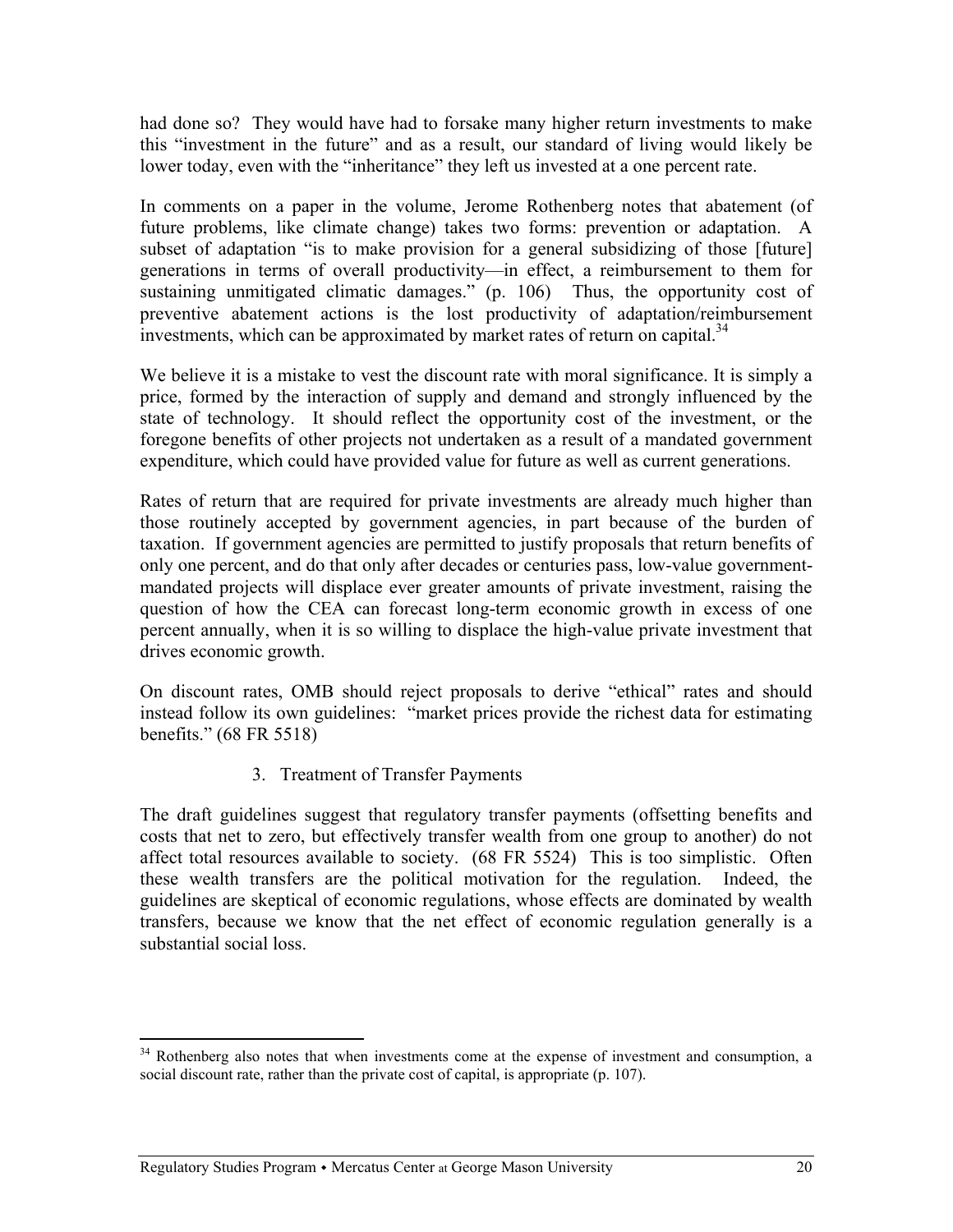had done so? They would have had to forsake many higher return investments to make this "investment in the future" and as a result, our standard of living would likely be lower today, even with the "inheritance" they left us invested at a one percent rate.

In comments on a paper in the volume, Jerome Rothenberg notes that abatement (of future problems, like climate change) takes two forms: prevention or adaptation. A subset of adaptation "is to make provision for a general subsidizing of those [future] generations in terms of overall productivity—in effect, a reimbursement to them for sustaining unmitigated climatic damages." (p. 106) Thus, the opportunity cost of preventive abatement actions is the lost productivity of adaptation/reimbursement investments, which can be approximated by market rates of return on capital.[34]

We believe it is a mistake to vest the discount rate with moral significance. It is simply a price, formed by the interaction of supply and demand and strongly influenced by the state of technology. It should reflect the opportunity cost of the investment, or the foregone benefits of other projects not undertaken as a result of a mandated government expenditure, which could have provided value for future as well as current generations.

Rates of return that are required for private investments are already much higher than those routinely accepted by government agencies, in part because of the burden of taxation. If government agencies are permitted to justify proposals that return benefits of only one percent, and do that only after decades or centuries pass, low-value government-mandated projects will displace ever greater amounts of private investment, raising the question of how the CEA can forecast long-term economic growth in excess of one percent annually, when it is so willing to displace the high-value private investment that drives economic growth.

On discount rates, OMB should reject proposals to derive "ethical" rates and should instead follow its own guidelines: "market prices provide the richest data for estimating benefits." (68 FR 5518)

### 3. Treatment of Transfer Payments

The draft guidelines suggest that regulatory transfer payments (offsetting benefits and costs that net to zero, but effectively transfer wealth from one group to another) do not affect total resources available to society. (68 FR 5524) This is too simplistic. Often these wealth transfers are the political motivation for the regulation. Indeed, the guidelines are skeptical of economic regulations, whose effects are dominated by wealth transfers, because we know that the net effect of economic regulation generally is a substantial social loss.

---

[34] Rothenberg also notes that when investments come at the expense of investment and consumption, a social discount rate, rather than the private cost of capital, is appropriate (p. 107).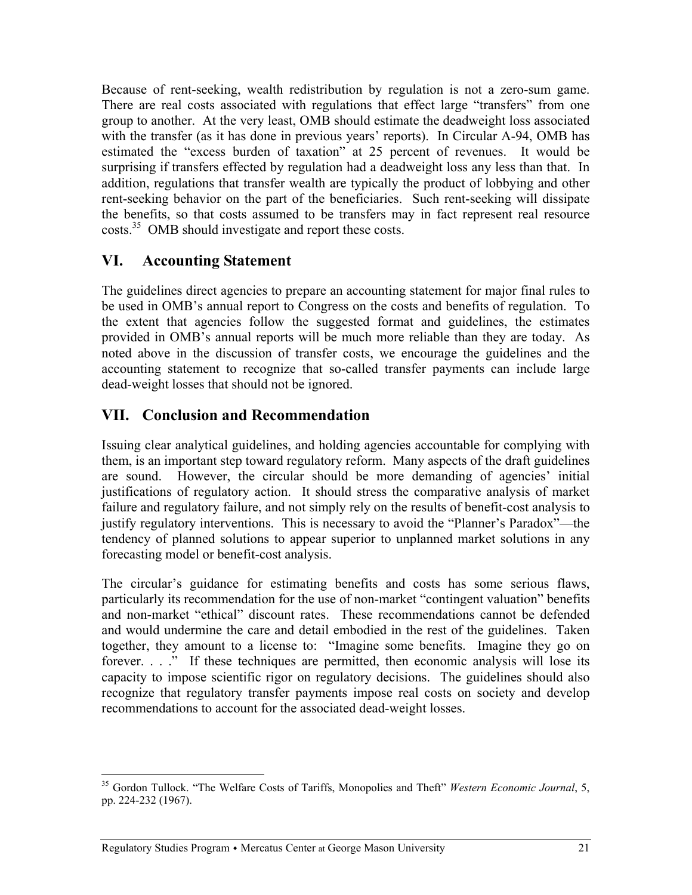Because of rent-seeking, wealth redistribution by regulation is not a zero-sum game. There are real costs associated with regulations that effect large "transfers" from one group to another. At the very least, OMB should estimate the deadweight loss associated with the transfer (as it has done in previous years' reports). In Circular A-94, OMB has estimated the "excess burden of taxation" at 25 percent of revenues. It would be surprising if transfers effected by regulation had a deadweight loss any less than that. In addition, regulations that transfer wealth are typically the product of lobbying and other rent-seeking behavior on the part of the beneficiaries. Such rent-seeking will dissipate the benefits, so that costs assumed to be transfers may in fact represent real resource costs.[35] OMB should investigate and report these costs.

## VI. Accounting Statement

The guidelines direct agencies to prepare an accounting statement for major final rules to be used in OMB's annual report to Congress on the costs and benefits of regulation. To the extent that agencies follow the suggested format and guidelines, the estimates provided in OMB's annual reports will be much more reliable than they are today. As noted above in the discussion of transfer costs, we encourage the guidelines and the accounting statement to recognize that so-called transfer payments can include large dead-weight losses that should not be ignored.

## VII. Conclusion and Recommendation

Issuing clear analytical guidelines, and holding agencies accountable for complying with them, is an important step toward regulatory reform. Many aspects of the draft guidelines are sound. However, the circular should be more demanding of agencies' initial justifications of regulatory action. It should stress the comparative analysis of market failure and regulatory failure, and not simply rely on the results of benefit-cost analysis to justify regulatory interventions. This is necessary to avoid the "Planner's Paradox"—the tendency of planned solutions to appear superior to unplanned market solutions in any forecasting model or benefit-cost analysis.

The circular's guidance for estimating benefits and costs has some serious flaws, particularly its recommendation for the use of non-market "contingent valuation" benefits and non-market "ethical" discount rates. These recommendations cannot be defended and would undermine the care and detail embodied in the rest of the guidelines. Taken together, they amount to a license to: "Imagine some benefits. Imagine they go on forever. . . ." If these techniques are permitted, then economic analysis will lose its capacity to impose scientific rigor on regulatory decisions. The guidelines should also recognize that regulatory transfer payments impose real costs on society and develop recommendations to account for the associated dead-weight losses.

---

[35] Gordon Tullock. "The Welfare Costs of Tariffs, Monopolies and Theft" *Western Economic Journal*, 5, pp. 224-232 (1967).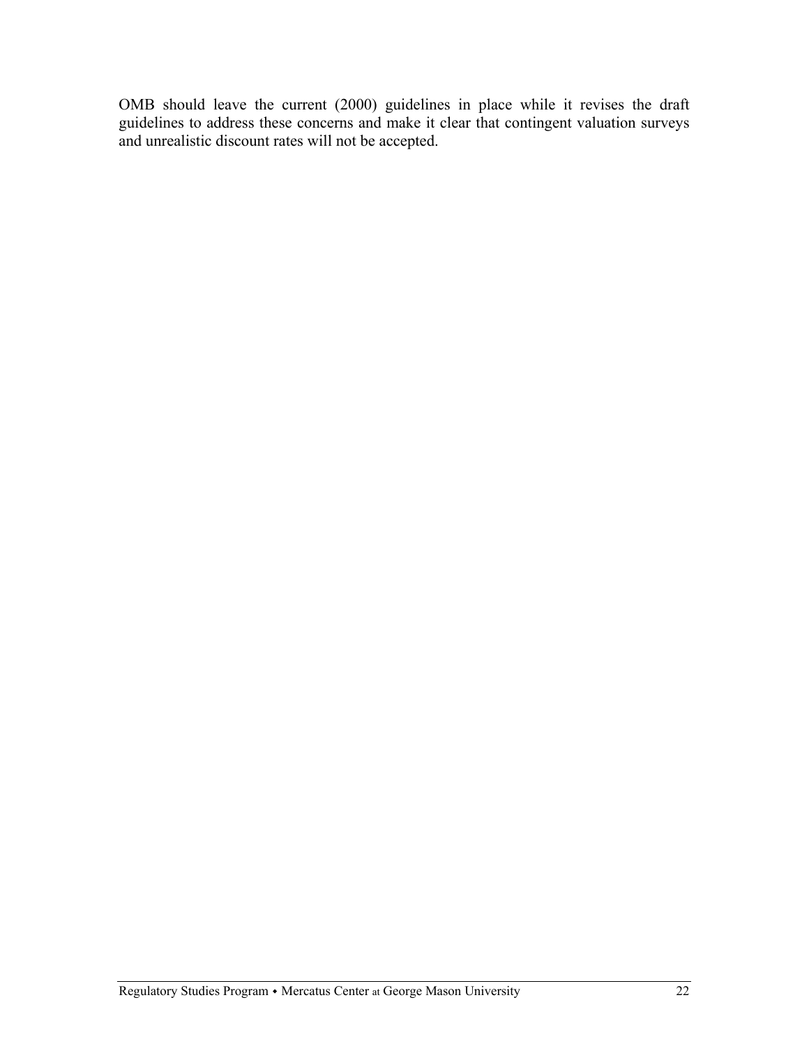OMB should leave the current (2000) guidelines in place while it revises the draft guidelines to address these concerns and make it clear that contingent valuation surveys and unrealistic discount rates will not be accepted.